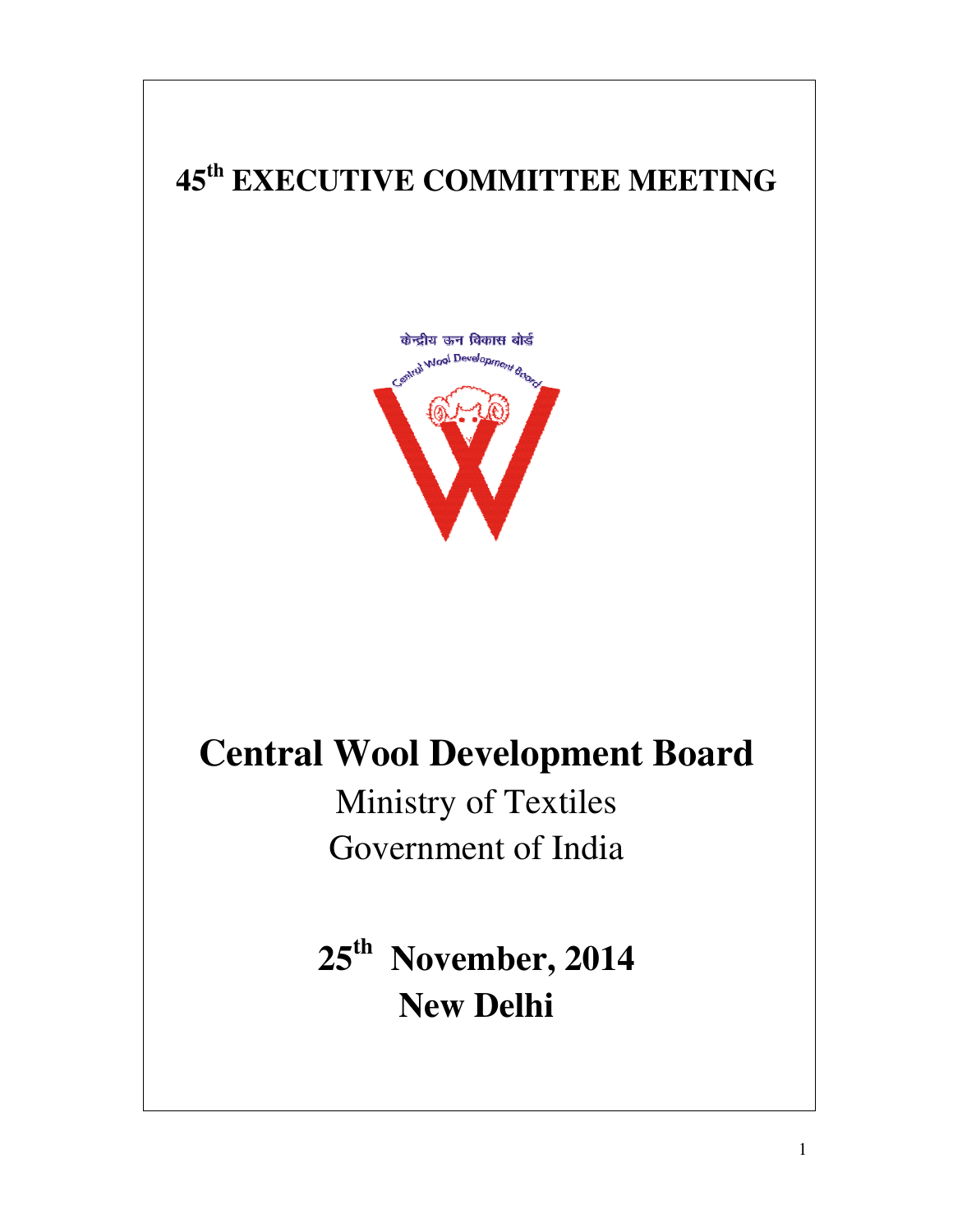# 45th EXECUTIVE COMMITTEE MEETING

# Central Wool Development Board

Ministry of Textiles

Government of India

**25th November, 2014**

**New Delhi**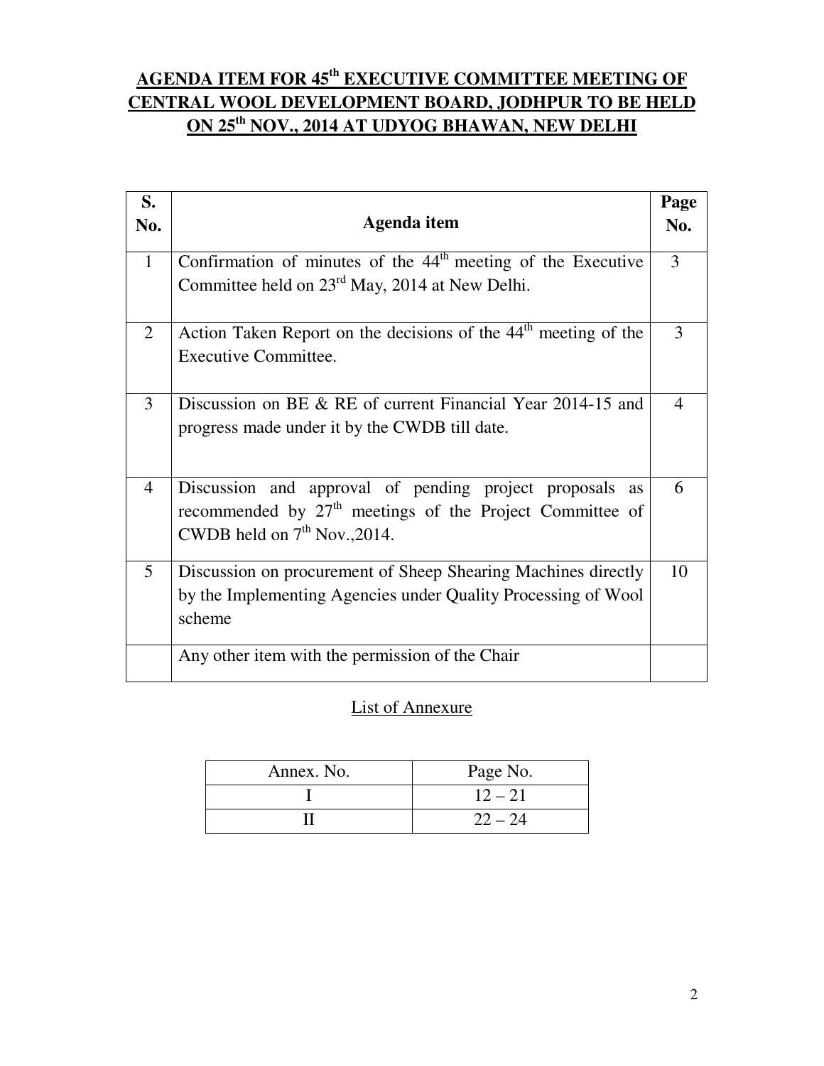## AGENDA ITEM FOR 45th EXECUTIVE COMMITTEE MEETING OF CENTRAL WOOL DEVELOPMENT BOARD, JODHPUR TO BE HELD ON 25th NOV., 2014 AT UDYOG BHAWAN, NEW DELHI

| S. No. | Agenda item | Page No. |
|---|---|---|
| 1 | Confirmation of minutes of the 44th meeting of the Executive Committee held on 23rd May, 2014 at New Delhi. | 3 |
| 2 | Action Taken Report on the decisions of the 44th meeting of the Executive Committee. | 3 |
| 3 | Discussion on BE & RE of current Financial Year 2014-15 and progress made under it by the CWDB till date. | 4 |
| 4 | Discussion and approval of pending project proposals as recommended by 27th meetings of the Project Committee of CWDB held on 7th Nov.,2014. | 6 |
| 5 | Discussion on procurement of Sheep Shearing Machines directly by the Implementing Agencies under Quality Processing of Wool scheme | 10 |
| | Any other item with the permission of the Chair | |

List of Annexure

| Annex. No. | Page No. |
|---|---|
| I | 12 – 21 |
| II | 22 – 24 |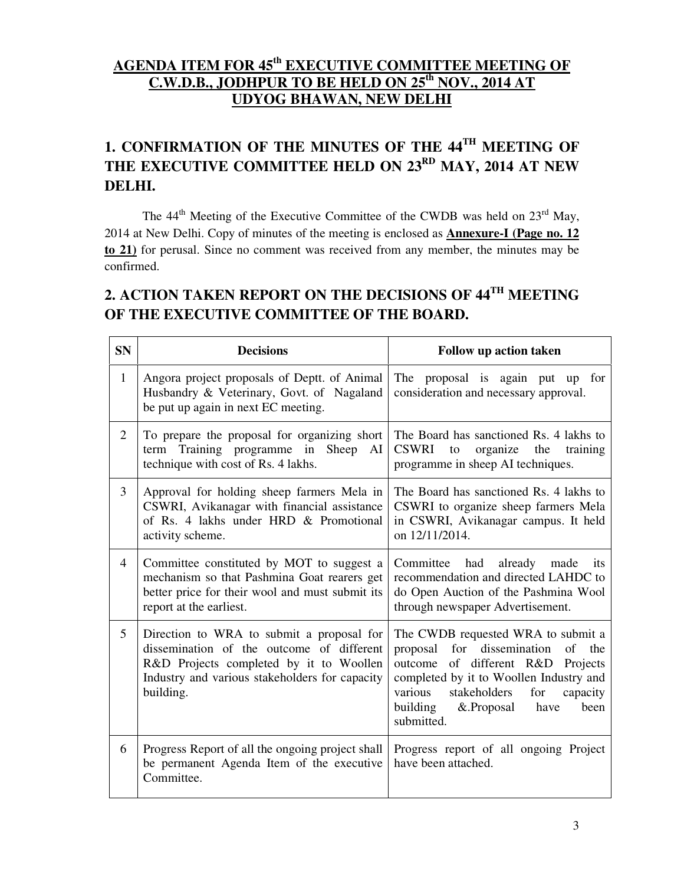# AGENDA ITEM FOR 45th EXECUTIVE COMMITTEE MEETING OF C.W.D.B., JODHPUR TO BE HELD ON 25th NOV., 2014 AT UDYOG BHAWAN, NEW DELHI

## 1. CONFIRMATION OF THE MINUTES OF THE 44TH MEETING OF THE EXECUTIVE COMMITTEE HELD ON 23RD MAY, 2014 AT NEW DELHI.

The 44th Meeting of the Executive Committee of the CWDB was held on 23rd May, 2014 at New Delhi. Copy of minutes of the meeting is enclosed as **Annexure-I (Page no. 12 to 21)** for perusal. Since no comment was received from any member, the minutes may be confirmed.

## 2. ACTION TAKEN REPORT ON THE DECISIONS OF 44TH MEETING OF THE EXECUTIVE COMMITTEE OF THE BOARD.

| SN | Decisions | Follow up action taken |
|---|---|---|
| 1 | Angora project proposals of Deptt. of Animal Husbandry & Veterinary, Govt. of Nagaland be put up again in next EC meeting. | The proposal is again put up for consideration and necessary approval. |
| 2 | To prepare the proposal for organizing short term Training programme in Sheep AI technique with cost of Rs. 4 lakhs. | The Board has sanctioned Rs. 4 lakhs to CSWRI to organize the training programme in sheep AI techniques. |
| 3 | Approval for holding sheep farmers Mela in CSWRI, Avikanagar with financial assistance of Rs. 4 lakhs under HRD & Promotional activity scheme. | The Board has sanctioned Rs. 4 lakhs to CSWRI to organize sheep farmers Mela in CSWRI, Avikanagar campus. It held on 12/11/2014. |
| 4 | Committee constituted by MOT to suggest a mechanism so that Pashmina Goat rearers get better price for their wool and must submit its report at the earliest. | Committee had already made its recommendation and directed LAHDC to do Open Auction of the Pashmina Wool through newspaper Advertisement. |
| 5 | Direction to WRA to submit a proposal for dissemination of the outcome of different R&D Projects completed by it to Woollen Industry and various stakeholders for capacity building. | The CWDB requested WRA to submit a proposal for dissemination of the outcome of different R&D Projects completed by it to Woollen Industry and various stakeholders for capacity building &.Proposal have been submitted. |
| 6 | Progress Report of all the ongoing project shall be permanent Agenda Item of the executive Committee. | Progress report of all ongoing Project have been attached. |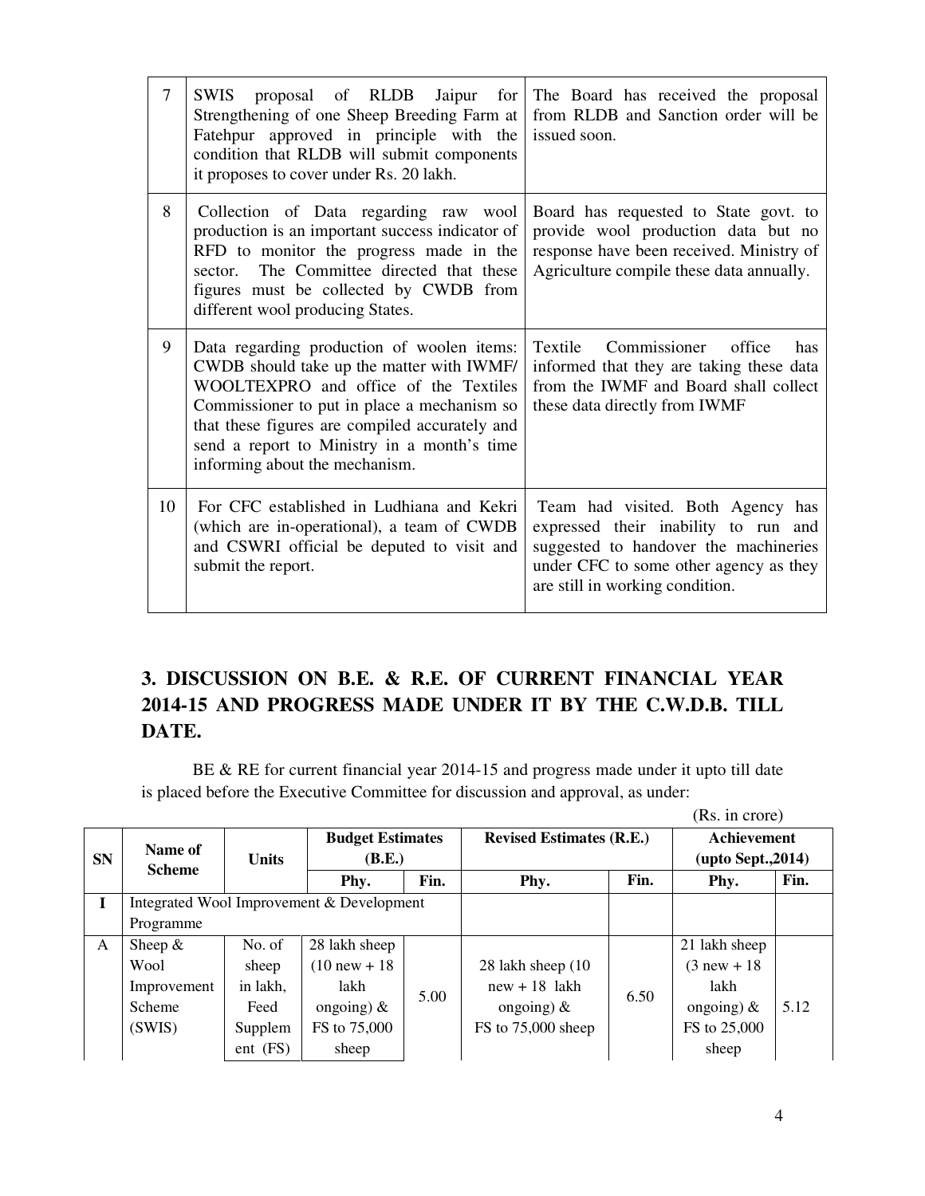| 7 | SWIS proposal of RLDB Jaipur for Strengthening of one Sheep Breeding Farm at Fatehpur approved in principle with the condition that RLDB will submit components it proposes to cover under Rs. 20 lakh. | The Board has received the proposal from RLDB and Sanction order will be issued soon. |
|---|---|---|
| 8 | Collection of Data regarding raw wool production is an important success indicator of RFD to monitor the progress made in the sector. The Committee directed that these figures must be collected by CWDB from different wool producing States. | Board has requested to State govt. to provide wool production data but no response have been received. Ministry of Agriculture compile these data annually. |
| 9 | Data regarding production of woolen items: CWDB should take up the matter with IWMF/ WOOLTEXPRO and office of the Textiles Commissioner to put in place a mechanism so that these figures are compiled accurately and send a report to Ministry in a month's time informing about the mechanism. | Textile Commissioner office has informed that they are taking these data from the IWMF and Board shall collect these data directly from IWMF |
| 10 | For CFC established in Ludhiana and Kekri (which are in-operational), a team of CWDB and CSWRI official be deputed to visit and submit the report. | Team had visited. Both Agency has expressed their inability to run and suggested to handover the machineries under CFC to some other agency as they are still in working condition. |

## 3. DISCUSSION ON B.E. & R.E. OF CURRENT FINANCIAL YEAR 2014-15 AND PROGRESS MADE UNDER IT BY THE C.W.D.B. TILL DATE.

BE & RE for current financial year 2014-15 and progress made under it upto till date is placed before the Executive Committee for discussion and approval, as under:

(Rs. in crore)

| SN | Name of Scheme | Units | Budget Estimates (B.E.) | | Revised Estimates (R.E.) | | Achievement (upto Sept.,2014) | |
|---|---|---|---|---|---|---|---|---|
| | | | Phy. | Fin. | Phy. | Fin. | Phy. | Fin. |
| I | Integrated Wool Improvement & Development Programme | | | | | | | |
| A | Sheep & Wool Improvement Scheme (SWIS) | No. of sheep in lakh, Feed Supplement (FS) | 28 lakh sheep (10 new + 18 lakh ongoing) & FS to 75,000 sheep | 5.00 | 28 lakh sheep (10 new + 18 lakh ongoing) & FS to 75,000 sheep | 6.50 | 21 lakh sheep (3 new + 18 lakh ongoing) & FS to 25,000 sheep | 5.12 |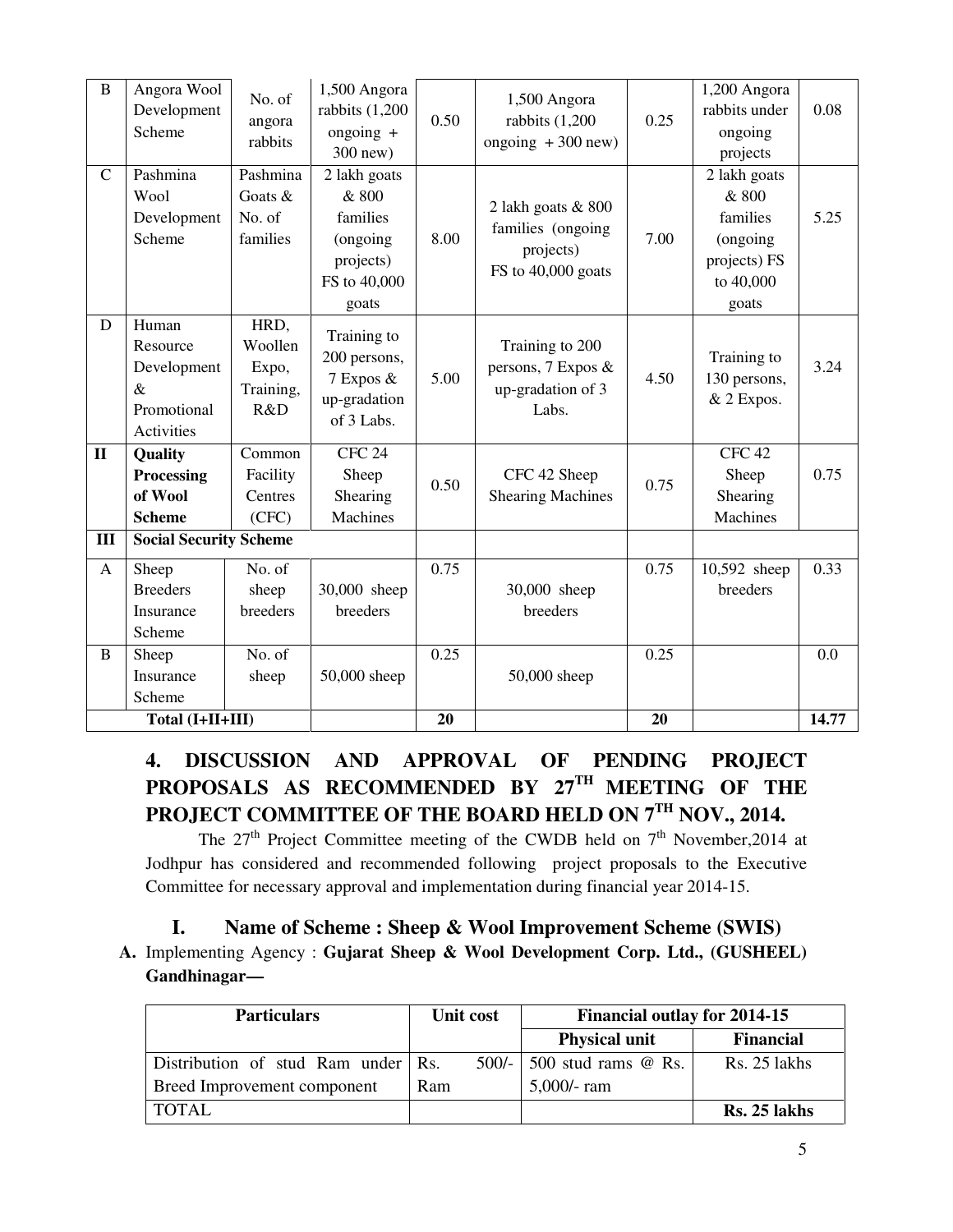| B | Angora Wool Development Scheme | No. of angora rabbits | 1,500 Angora rabbits (1,200 ongoing + 300 new) | 0.50 | 1,500 Angora rabbits (1,200 ongoing + 300 new) | 0.25 | 1,200 Angora rabbits under ongoing projects | 0.08 |
|---|---|---|---|---|---|---|---|---|
| C | Pashmina Wool Development Scheme | Pashmina Goats & No. of families | 2 lakh goats & 800 families (ongoing projects) FS to 40,000 goats | 8.00 | 2 lakh goats & 800 families (ongoing projects) FS to 40,000 goats | 7.00 | 2 lakh goats & 800 families (ongoing projects) FS to 40,000 goats | 5.25 |
| D | Human Resource Development & Promotional Activities | HRD, Woollen Expo, Training, R&D | Training to 200 persons, 7 Expos & up-gradation of 3 Labs. | 5.00 | Training to 200 persons, 7 Expos & up-gradation of 3 Labs. | 4.50 | Training to 130 persons, & 2 Expos. | 3.24 |
| **II** | **Quality Processing of Wool Scheme** | Common Facility Centres (CFC) | CFC 24 Sheep Shearing Machines | 0.50 | CFC 42 Sheep Shearing Machines | 0.75 | CFC 42 Sheep Shearing Machines | 0.75 |
| **III** | **Social Security Scheme** | | | | | | | |
| A | Sheep Breeders Insurance Scheme | No. of sheep breeders | 30,000 sheep breeders | 0.75 | 30,000 sheep breeders | 0.75 | 10,592 sheep breeders | 0.33 |
| B | Sheep Insurance Scheme | No. of sheep | 50,000 sheep | 0.25 | 50,000 sheep | 0.25 | | 0.0 |
| | **Total (I+II+III)** | | | **20** | | **20** | | **14.77** |

## 4. DISCUSSION AND APPROVAL OF PENDING PROJECT PROPOSALS AS RECOMMENDED BY 27TH MEETING OF THE PROJECT COMMITTEE OF THE BOARD HELD ON 7TH NOV., 2014.

The 27th Project Committee meeting of the CWDB held on 7th November,2014 at Jodhpur has considered and recommended following project proposals to the Executive Committee for necessary approval and implementation during financial year 2014-15.

### I. Name of Scheme : Sheep & Wool Improvement Scheme (SWIS)

**A.** Implementing Agency : **Gujarat Sheep & Wool Development Corp. Ltd., (GUSHEEL) Gandhinagar—**

| Particulars | Unit cost | Financial outlay for 2014-15 | |
|---|---|---|---|
| | | **Physical unit** | **Financial** |
| Distribution of stud Ram under Breed Improvement component | Rs. 500/- Ram | 500 stud rams @ Rs. 5,000/- ram | Rs. 25 lakhs |
| TOTAL | | | **Rs. 25 lakhs** |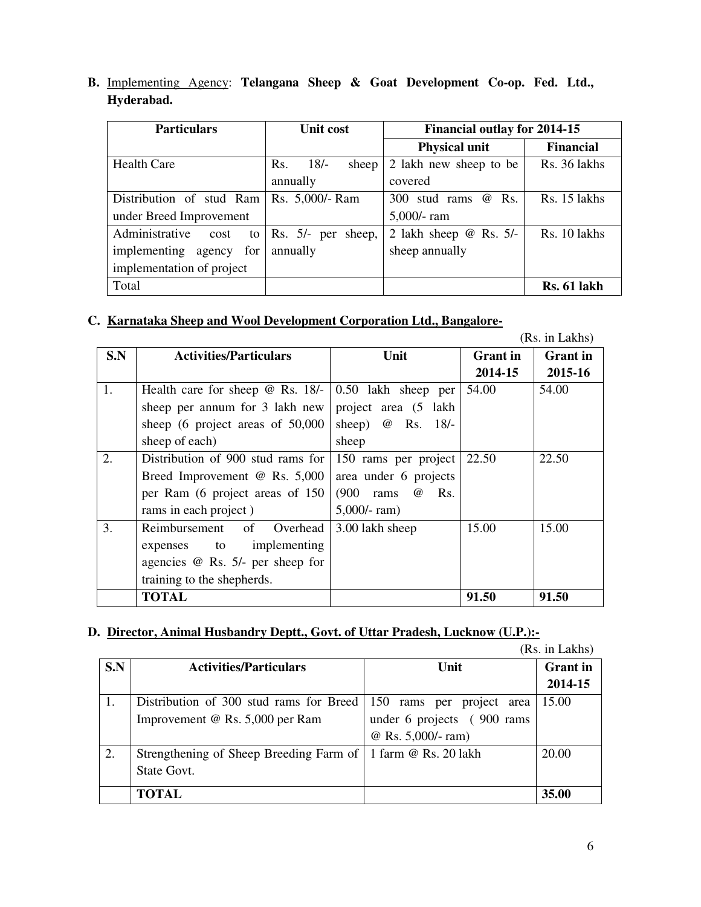**B.** Implementing Agency: **Telangana Sheep & Goat Development Co-op. Fed. Ltd., Hyderabad.**

| Particulars | Unit cost | Financial outlay for 2014-15 | |
|---|---|---|---|
| | | **Physical unit** | **Financial** |
| Health Care | Rs. 18/- sheep annually | 2 lakh new sheep to be covered | Rs. 36 lakhs |
| Distribution of stud Ram under Breed Improvement | Rs. 5,000/- Ram | 300 stud rams @ Rs. 5,000/- ram | Rs. 15 lakhs |
| Administrative cost to implementing agency for implementation of project | Rs. 5/- per sheep, annually | 2 lakh sheep @ Rs. 5/- sheep annually | Rs. 10 lakhs |
| Total | | | **Rs. 61 lakh** |

**C. Karnataka Sheep and Wool Development Corporation Ltd., Bangalore-**

(Rs. in Lakhs)

| S.N | Activities/Particulars | Unit | Grant in 2014-15 | Grant in 2015-16 |
|---|---|---|---|---|
| 1. | Health care for sheep @ Rs. 18/- sheep per annum for 3 lakh new sheep (6 project areas of 50,000 sheep of each) | 0.50 lakh sheep per project area (5 lakh sheep) @ Rs. 18/- sheep | 54.00 | 54.00 |
| 2. | Distribution of 900 stud rams for Breed Improvement @ Rs. 5,000 per Ram (6 project areas of 150 rams in each project ) | 150 rams per project area under 6 projects (900 rams @ Rs. 5,000/- ram) | 22.50 | 22.50 |
| 3. | Reimbursement of Overhead expenses to implementing agencies @ Rs. 5/- per sheep for training to the shepherds. | 3.00 lakh sheep | 15.00 | 15.00 |
| | **TOTAL** | | **91.50** | **91.50** |

**D. Director, Animal Husbandry Deptt., Govt. of Uttar Pradesh, Lucknow (U.P.):-**

(Rs. in Lakhs)

| S.N | Activities/Particulars | Unit | Grant in 2014-15 |
|---|---|---|---|
| 1. | Distribution of 300 stud rams for Breed Improvement @ Rs. 5,000 per Ram | 150 rams per project area under 6 projects ( 900 rams @ Rs. 5,000/- ram) | 15.00 |
| 2. | Strengthening of Sheep Breeding Farm of State Govt. | 1 farm @ Rs. 20 lakh | 20.00 |
| | **TOTAL** | | **35.00** |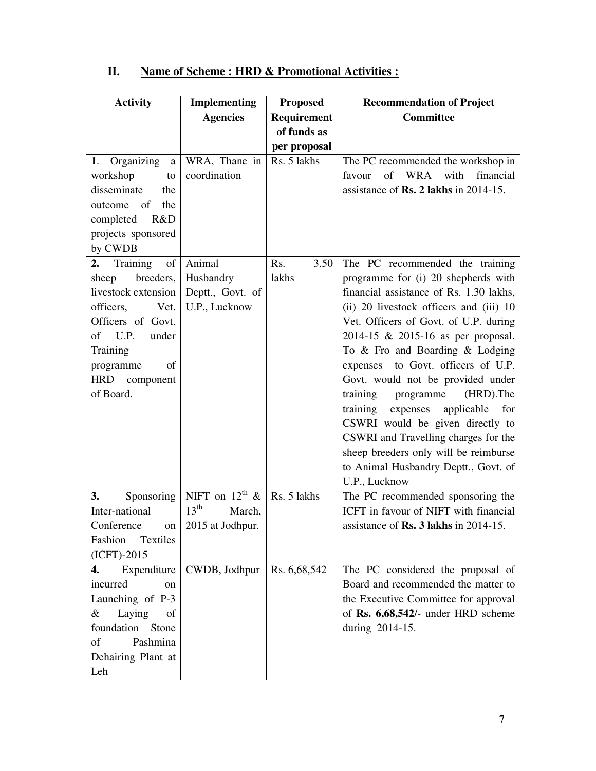## II. Name of Scheme : HRD & Promotional Activities :

| Activity | Implementing Agencies | Proposed Requirement of funds as per proposal | Recommendation of Project Committee |
|---|---|---|---|
| **1**. Organizing a workshop to disseminate the outcome of the completed R&D projects sponsored by CWDB | WRA, Thane in coordination | Rs. 5 lakhs | The PC recommended the workshop in favour of WRA with financial assistance of **Rs. 2 lakhs** in 2014-15. |
| **2.** Training of sheep breeders, livestock extension officers, Vet. Officers of Govt. of U.P. under Training programme of HRD component of Board. | Animal Husbandry Deptt., Govt. of U.P., Lucknow | Rs. 3.50 lakhs | The PC recommended the training programme for (i) 20 shepherds with financial assistance of Rs. 1.30 lakhs, (ii) 20 livestock officers and (iii) 10 Vet. Officers of Govt. of U.P. during 2014-15 & 2015-16 as per proposal. To & Fro and Boarding & Lodging expenses to Govt. officers of U.P. Govt. would not be provided under training programme (HRD).The training expenses applicable for CSWRI would be given directly to CSWRI and Travelling charges for the sheep breeders only will be reimburse to Animal Husbandry Deptt., Govt. of U.P., Lucknow |
| **3.** Sponsoring Inter-national Conference on Fashion Textiles (ICFT)-2015 | NIFT on 12th & 13th March, 2015 at Jodhpur. | Rs. 5 lakhs | The PC recommended sponsoring the ICFT in favour of NIFT with financial assistance of **Rs. 3 lakhs** in 2014-15. |
| **4.** Expenditure incurred on Launching of P-3 & Laying of foundation Stone of Pashmina Dehairing Plant at Leh | CWDB, Jodhpur | Rs. 6,68,542 | The PC considered the proposal of Board and recommended the matter to the Executive Committee for approval of **Rs. 6,68,542/**- under HRD scheme during 2014-15. |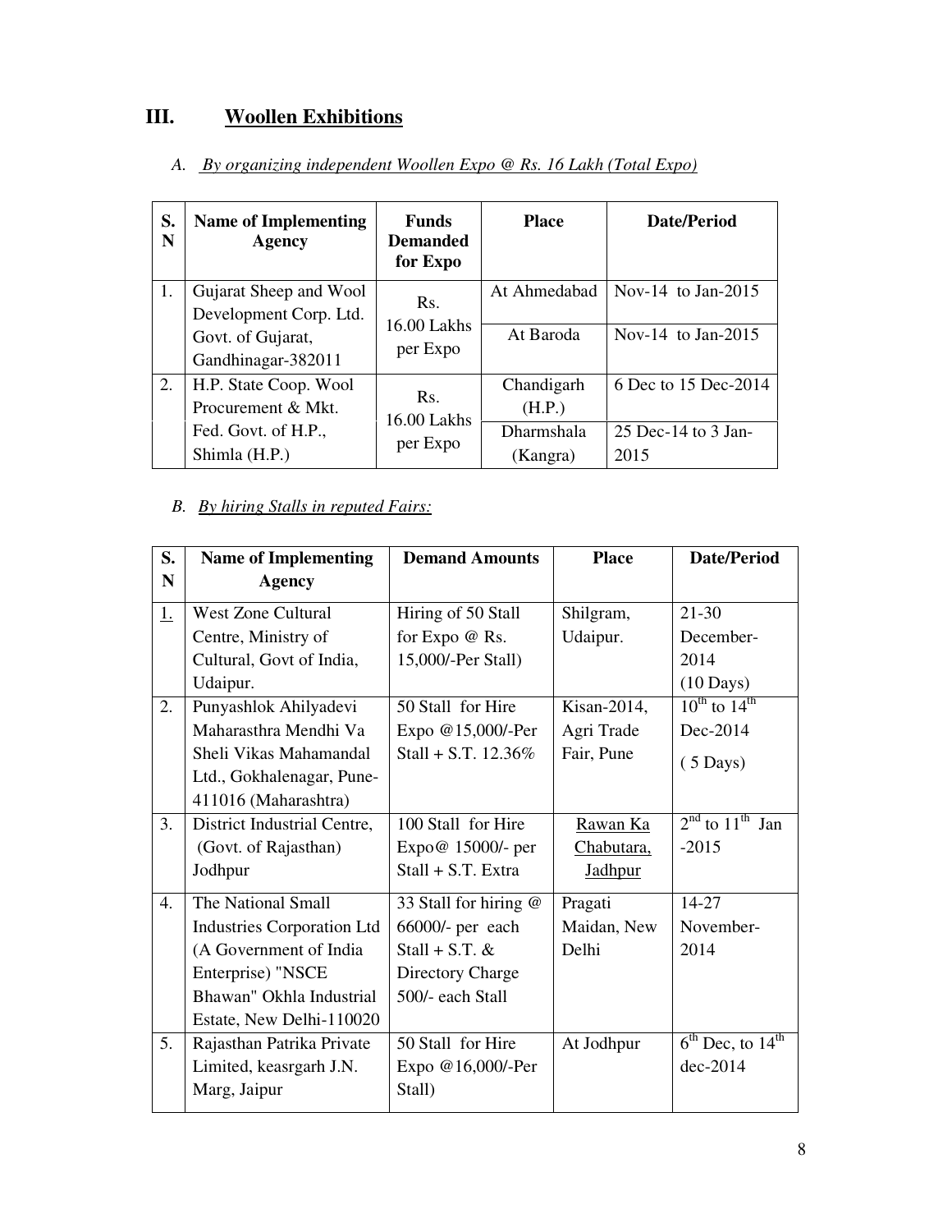## III. Woollen Exhibitions

*A. By organizing independent Woollen Expo @ Rs. 16 Lakh (Total Expo)*

| S. N | Name of Implementing Agency | Funds Demanded for Expo | Place | Date/Period |
|---|---|---|---|---|
| 1. | Gujarat Sheep and Wool Development Corp. Ltd. Govt. of Gujarat, Gandhinagar-382011 | Rs. 16.00 Lakhs per Expo | At Ahmedabad | Nov-14 to Jan-2015 |
| | | | At Baroda | Nov-14 to Jan-2015 |
| 2. | H.P. State Coop. Wool Procurement & Mkt. Fed. Govt. of H.P., Shimla (H.P.) | Rs. 16.00 Lakhs per Expo | Chandigarh (H.P.) | 6 Dec to 15 Dec-2014 |
| | | | Dharmshala (Kangra) | 25 Dec-14 to 3 Jan-2015 |

*B. By hiring Stalls in reputed Fairs:*

| S. N | Name of Implementing Agency | Demand Amounts | Place | Date/Period |
|---|---|---|---|---|
| 1. | West Zone Cultural Centre, Ministry of Cultural, Govt of India, Udaipur. | Hiring of 50 Stall for Expo @ Rs. 15,000/-Per Stall) | Shilgram, Udaipur. | 21-30 December-2014 (10 Days) |
| 2. | Punyashlok Ahilyadevi Maharasthra Mendhi Va Sheli Vikas Mahamandal Ltd., Gokhalenagar, Pune-411016 (Maharashtra) | 50 Stall for Hire Expo @15,000/-Per Stall + S.T. 12.36% | Kisan-2014, Agri Trade Fair, Pune | 10th to 14th Dec-2014 (5 Days) |
| 3. | District Industrial Centre, (Govt. of Rajasthan) Jodhpur | 100 Stall for Hire Expo@ 15000/- per Stall + S.T. Extra | Rawan Ka Chabutara, Jadhpur | 2nd to 11th Jan -2015 |
| 4. | The National Small Industries Corporation Ltd (A Government of India Enterprise) "NSCE Bhawan" Okhla Industrial Estate, New Delhi-110020 | 33 Stall for hiring @ 66000/- per each Stall + S.T. & Directory Charge 500/- each Stall | Pragati Maidan, New Delhi | 14-27 November-2014 |
| 5. | Rajasthan Patrika Private Limited, keasrgarh J.N. Marg, Jaipur | 50 Stall for Hire Expo @16,000/-Per Stall) | At Jodhpur | 6th Dec, to 14th dec-2014 |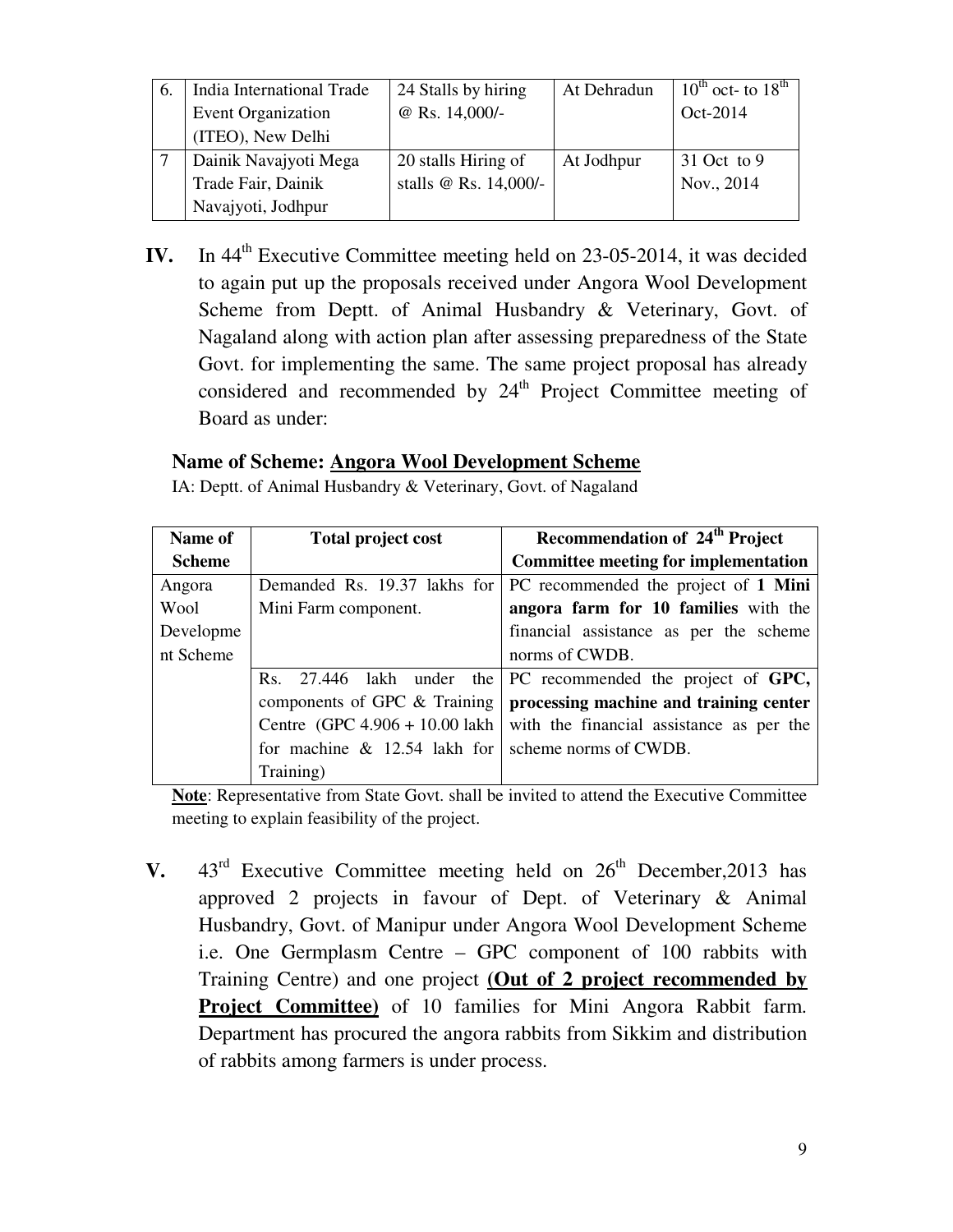| 6. | India International Trade Event Organization (ITEO), New Delhi | 24 Stalls by hiring @ Rs. 14,000/- | At Dehradun | 10th oct- to 18th Oct-2014 |
|---|---|---|---|---|
| 7 | Dainik Navajyoti Mega Trade Fair, Dainik Navajyoti, Jodhpur | 20 stalls Hiring of stalls @ Rs. 14,000/- | At Jodhpur | 31 Oct to 9 Nov., 2014 |

**IV.** In 44th Executive Committee meeting held on 23-05-2014, it was decided to again put up the proposals received under Angora Wool Development Scheme from Deptt. of Animal Husbandry & Veterinary, Govt. of Nagaland along with action plan after assessing preparedness of the State Govt. for implementing the same. The same project proposal has already considered and recommended by 24th Project Committee meeting of Board as under:

**Name of Scheme: <u>Angora Wool Development Scheme</u>**

IA: Deptt. of Animal Husbandry & Veterinary, Govt. of Nagaland

| Name of Scheme | Total project cost | Recommendation of 24th Project Committee meeting for implementation |
|---|---|---|
| Angora Wool Development Scheme | Demanded Rs. 19.37 lakhs for Mini Farm component. | PC recommended the project of **1 Mini angora farm for 10 families** with the financial assistance as per the scheme norms of CWDB. |
| | Rs. 27.446 lakh under the components of GPC & Training Centre (GPC 4.906 + 10.00 lakh for machine & 12.54 lakh for Training) | PC recommended the project of **GPC, processing machine and training center** with the financial assistance as per the scheme norms of CWDB. |

**<u>Note</u>**: Representative from State Govt. shall be invited to attend the Executive Committee meeting to explain feasibility of the project.

**V.** 43rd Executive Committee meeting held on 26th December,2013 has approved 2 projects in favour of Dept. of Veterinary & Animal Husbandry, Govt. of Manipur under Angora Wool Development Scheme i.e. One Germplasm Centre – GPC component of 100 rabbits with Training Centre) and one project **<u>(Out of 2 project recommended by Project Committee)</u>** of 10 families for Mini Angora Rabbit farm. Department has procured the angora rabbits from Sikkim and distribution of rabbits among farmers is under process.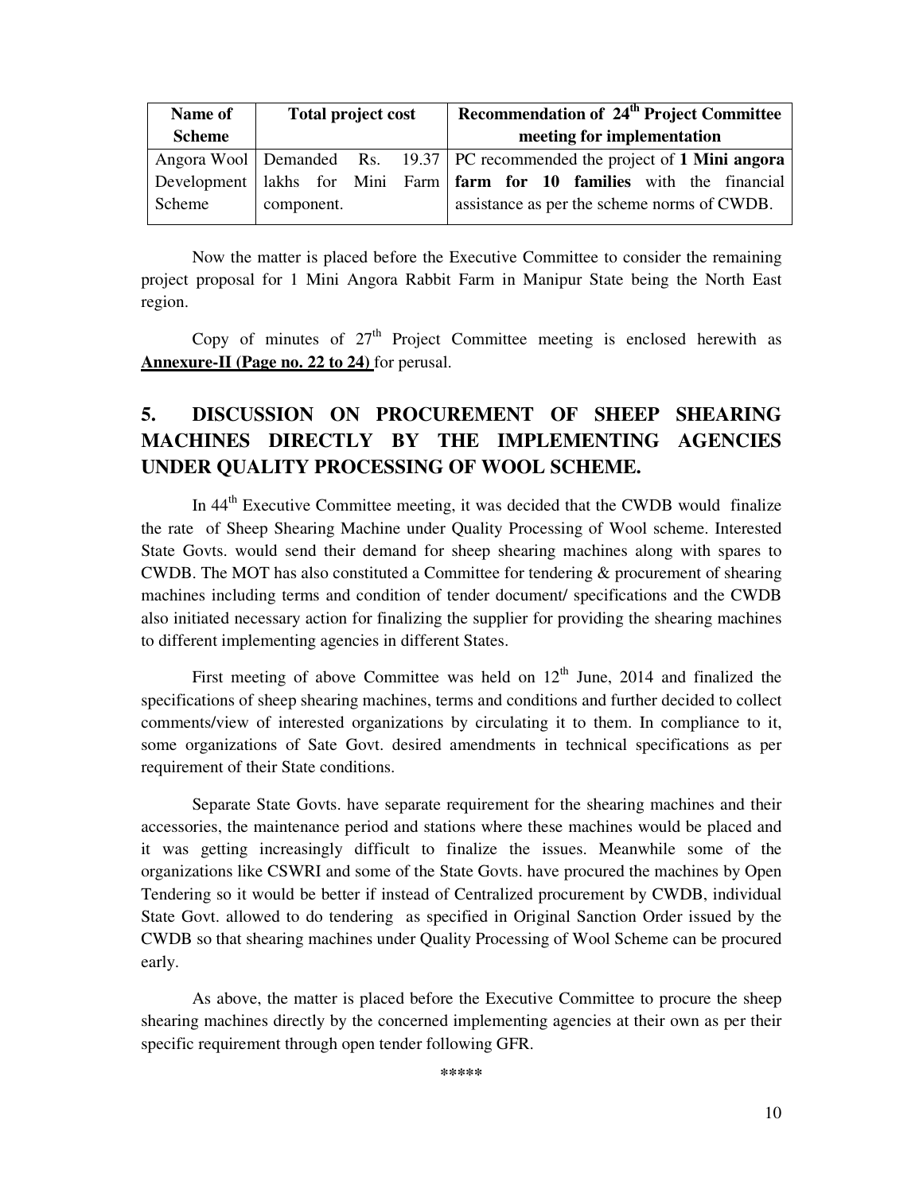| Name of Scheme | Total project cost | Recommendation of 24th Project Committee meeting for implementation |
|---|---|---|
| Angora Wool Development Scheme | Demanded Rs. 19.37 lakhs for Mini Farm component. | PC recommended the project of **1 Mini angora farm for 10 families** with the financial assistance as per the scheme norms of CWDB. |

Now the matter is placed before the Executive Committee to consider the remaining project proposal for 1 Mini Angora Rabbit Farm in Manipur State being the North East region.

Copy of minutes of 27th Project Committee meeting is enclosed herewith as **Annexure-II (Page no. 22 to 24)** for perusal.

## 5. DISCUSSION ON PROCUREMENT OF SHEEP SHEARING MACHINES DIRECTLY BY THE IMPLEMENTING AGENCIES UNDER QUALITY PROCESSING OF WOOL SCHEME.

In 44th Executive Committee meeting, it was decided that the CWDB would finalize the rate of Sheep Shearing Machine under Quality Processing of Wool scheme. Interested State Govts. would send their demand for sheep shearing machines along with spares to CWDB. The MOT has also constituted a Committee for tendering & procurement of shearing machines including terms and condition of tender document/ specifications and the CWDB also initiated necessary action for finalizing the supplier for providing the shearing machines to different implementing agencies in different States.

First meeting of above Committee was held on 12th June, 2014 and finalized the specifications of sheep shearing machines, terms and conditions and further decided to collect comments/view of interested organizations by circulating it to them. In compliance to it, some organizations of Sate Govt. desired amendments in technical specifications as per requirement of their State conditions.

Separate State Govts. have separate requirement for the shearing machines and their accessories, the maintenance period and stations where these machines would be placed and it was getting increasingly difficult to finalize the issues. Meanwhile some of the organizations like CSWRI and some of the State Govts. have procured the machines by Open Tendering so it would be better if instead of Centralized procurement by CWDB, individual State Govt. allowed to do tendering as specified in Original Sanction Order issued by the CWDB so that shearing machines under Quality Processing of Wool Scheme can be procured early.

As above, the matter is placed before the Executive Committee to procure the sheep shearing machines directly by the concerned implementing agencies at their own as per their specific requirement through open tender following GFR.

*****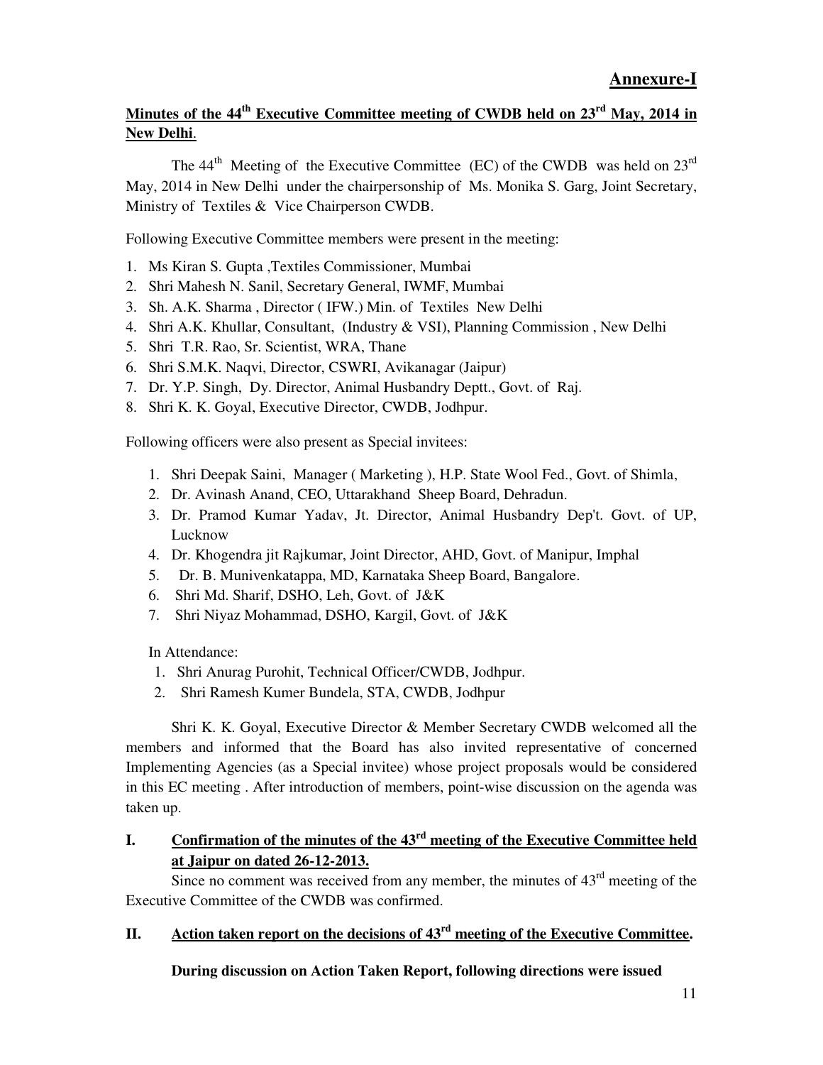**Annexure-I**

**Minutes of the 44th Executive Committee meeting of CWDB held on 23rd May, 2014 in New Delhi**.

The 44th Meeting of the Executive Committee (EC) of the CWDB was held on 23rd May, 2014 in New Delhi under the chairpersonship of Ms. Monika S. Garg, Joint Secretary, Ministry of Textiles & Vice Chairperson CWDB.

Following Executive Committee members were present in the meeting:

1. Ms Kiran S. Gupta ,Textiles Commissioner, Mumbai
2. Shri Mahesh N. Sanil, Secretary General, IWMF, Mumbai
3. Sh. A.K. Sharma , Director ( IFW.) Min. of Textiles New Delhi
4. Shri A.K. Khullar, Consultant, (Industry & VSI), Planning Commission , New Delhi
5. Shri T.R. Rao, Sr. Scientist, WRA, Thane
6. Shri S.M.K. Naqvi, Director, CSWRI, Avikanagar (Jaipur)
7. Dr. Y.P. Singh, Dy. Director, Animal Husbandry Deptt., Govt. of Raj.
8. Shri K. K. Goyal, Executive Director, CWDB, Jodhpur.

Following officers were also present as Special invitees:

1. Shri Deepak Saini, Manager ( Marketing ), H.P. State Wool Fed., Govt. of Shimla,
2. Dr. Avinash Anand, CEO, Uttarakhand Sheep Board, Dehradun.
3. Dr. Pramod Kumar Yadav, Jt. Director, Animal Husbandry Dep't. Govt. of UP, Lucknow
4. Dr. Khogendra jit Rajkumar, Joint Director, AHD, Govt. of Manipur, Imphal
5. Dr. B. Munivenkatappa, MD, Karnataka Sheep Board, Bangalore.
6. Shri Md. Sharif, DSHO, Leh, Govt. of J&K
7. Shri Niyaz Mohammad, DSHO, Kargil, Govt. of J&K

In Attendance:

1. Shri Anurag Purohit, Technical Officer/CWDB, Jodhpur.
2. Shri Ramesh Kumer Bundela, STA, CWDB, Jodhpur

Shri K. K. Goyal, Executive Director & Member Secretary CWDB welcomed all the members and informed that the Board has also invited representative of concerned Implementing Agencies (as a Special invitee) whose project proposals would be considered in this EC meeting . After introduction of members, point-wise discussion on the agenda was taken up.

## I. Confirmation of the minutes of the 43rd meeting of the Executive Committee held at Jaipur on dated 26-12-2013.

Since no comment was received from any member, the minutes of 43rd meeting of the Executive Committee of the CWDB was confirmed.

## II. Action taken report on the decisions of 43rd meeting of the Executive Committee.

**During discussion on Action Taken Report, following directions were issued**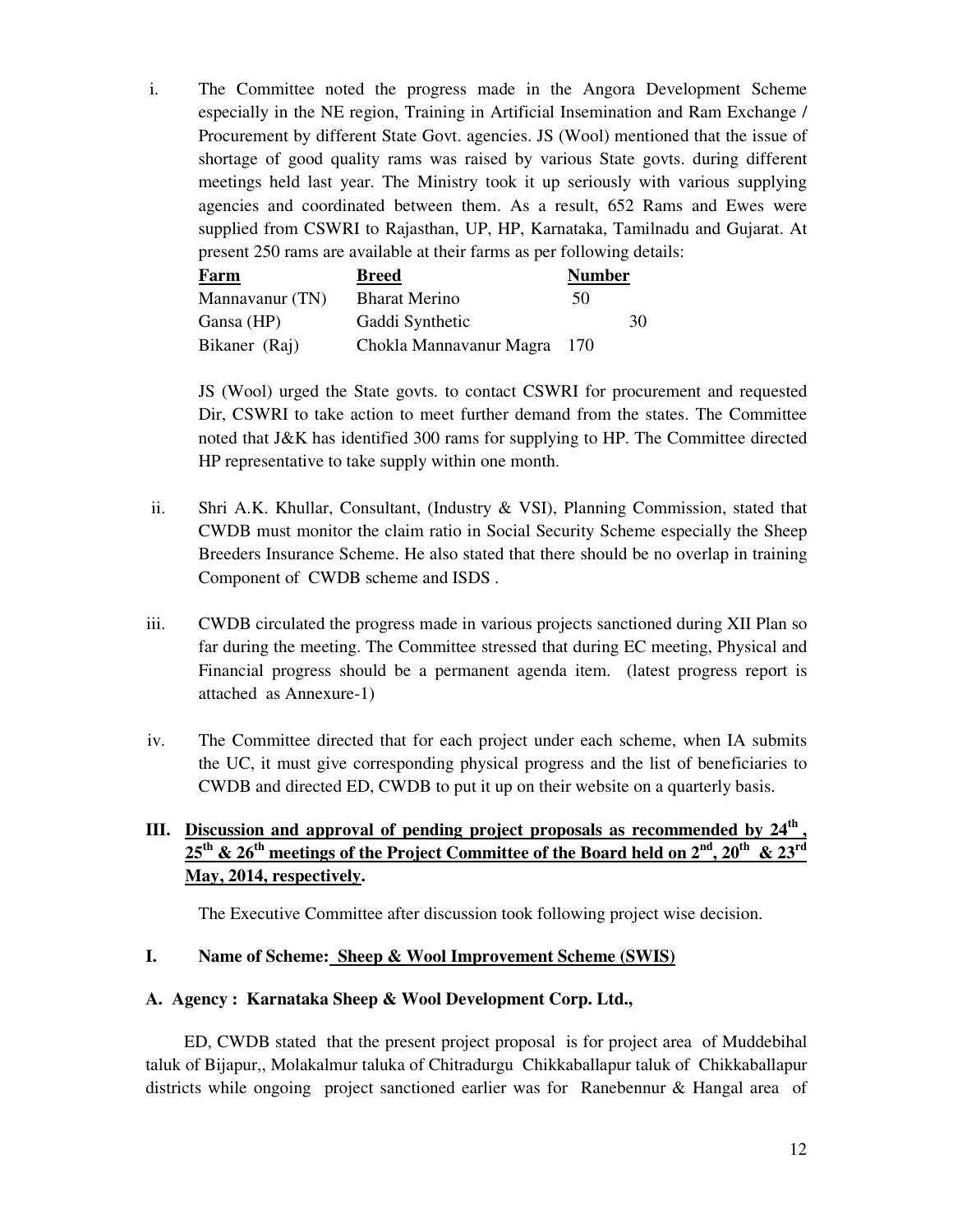i. The Committee noted the progress made in the Angora Development Scheme especially in the NE region, Training in Artificial Insemination and Ram Exchange / Procurement by different State Govt. agencies. JS (Wool) mentioned that the issue of shortage of good quality rams was raised by various State govts. during different meetings held last year. The Ministry took it up seriously with various supplying agencies and coordinated between them. As a result, 652 Rams and Ewes were supplied from CSWRI to Rajasthan, UP, HP, Karnataka, Tamilnadu and Gujarat. At present 250 rams are available at their farms as per following details:

| Farm | Breed | Number |
|---|---|---|
| Mannavanur (TN) | Bharat Merino | 50 |
| Gansa (HP) | Gaddi Synthetic | 30 |
| Bikaner (Raj) | Chokla Mannavanur Magra | 170 |

JS (Wool) urged the State govts. to contact CSWRI for procurement and requested Dir, CSWRI to take action to meet further demand from the states. The Committee noted that J&K has identified 300 rams for supplying to HP. The Committee directed HP representative to take supply within one month.

ii. Shri A.K. Khullar, Consultant, (Industry & VSI), Planning Commission, stated that CWDB must monitor the claim ratio in Social Security Scheme especially the Sheep Breeders Insurance Scheme. He also stated that there should be no overlap in training Component of CWDB scheme and ISDS .

iii. CWDB circulated the progress made in various projects sanctioned during XII Plan so far during the meeting. The Committee stressed that during EC meeting, Physical and Financial progress should be a permanent agenda item. (latest progress report is attached as Annexure-1)

iv. The Committee directed that for each project under each scheme, when IA submits the UC, it must give corresponding physical progress and the list of beneficiaries to CWDB and directed ED, CWDB to put it up on their website on a quarterly basis.

## III. Discussion and approval of pending project proposals as recommended by 24th , 25th & 26th meetings of the Project Committee of the Board held on 2nd, 20th & 23rd May, 2014, respectively.

The Executive Committee after discussion took following project wise decision.

### I. Name of Scheme: Sheep & Wool Improvement Scheme (SWIS)

**A. Agency : Karnataka Sheep & Wool Development Corp. Ltd.,**

ED, CWDB stated that the present project proposal is for project area of Muddebihal taluk of Bijapur,, Molakalmur taluka of Chitradurgu Chikkaballapur taluk of Chikkaballapur districts while ongoing project sanctioned earlier was for Ranebennur & Hangal area of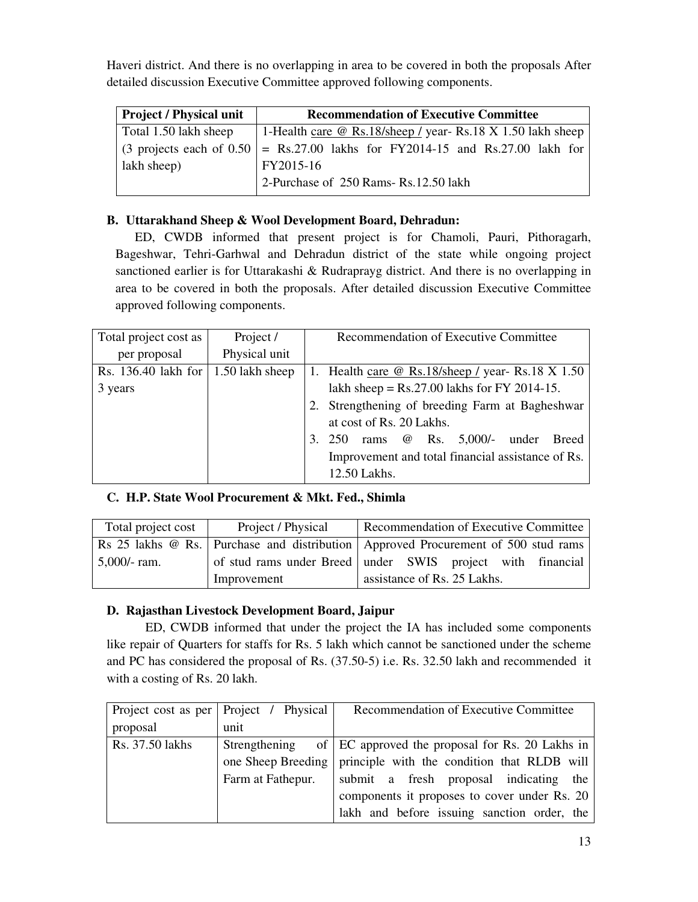Haveri district. And there is no overlapping in area to be covered in both the proposals After detailed discussion Executive Committee approved following components.

| Project / Physical unit | Recommendation of Executive Committee |
|---|---|
| Total 1.50 lakh sheep (3 projects each of 0.50 lakh sheep) | 1-Health care @ Rs.18/sheep / year- Rs.18 X 1.50 lakh sheep = Rs.27.00 lakhs for FY2014-15 and Rs.27.00 lakh for FY2015-16<br>2-Purchase of 250 Rams- Rs.12.50 lakh |

### B. Uttarakhand Sheep & Wool Development Board, Dehradun:

ED, CWDB informed that present project is for Chamoli, Pauri, Pithoragarh, Bageshwar, Tehri-Garhwal and Dehradun district of the state while ongoing project sanctioned earlier is for Uttarakashi & Rudrapryag district. And there is no overlapping in area to be covered in both the proposals. After detailed discussion Executive Committee approved following components.

| Total project cost as per proposal | Project / Physical unit | Recommendation of Executive Committee |
|---|---|---|
| Rs. 136.40 lakh for 3 years | 1.50 lakh sheep | 1. Health care @ Rs.18/sheep / year- Rs.18 X 1.50 lakh sheep = Rs.27.00 lakhs for FY 2014-15.<br>2. Strengthening of breeding Farm at Bagheshwar at cost of Rs. 20 Lakhs.<br>3. 250 rams @ Rs. 5,000/- under Breed Improvement and total financial assistance of Rs. 12.50 Lakhs. |

### C. H.P. State Wool Procurement & Mkt. Fed., Shimla

| Total project cost | Project / Physical | Recommendation of Executive Committee |
|---|---|---|
| Rs 25 lakhs @ Rs. 5,000/- ram. | Purchase and distribution of stud rams under Breed Improvement | Approved Procurement of 500 stud rams under SWIS project with financial assistance of Rs. 25 Lakhs. |

### D. Rajasthan Livestock Development Board, Jaipur

ED, CWDB informed that under the project the IA has included some components like repair of Quarters for staffs for Rs. 5 lakh which cannot be sanctioned under the scheme and PC has considered the proposal of Rs. (37.50-5) i.e. Rs. 32.50 lakh and recommended it with a costing of Rs. 20 lakh.

| Project cost as per proposal | Project / Physical unit | Recommendation of Executive Committee |
|---|---|---|
| Rs. 37.50 lakhs | Strengthening of one Sheep Breeding Farm at Fathepur. | EC approved the proposal for Rs. 20 Lakhs in principle with the condition that RLDB will submit a fresh proposal indicating the components it proposes to cover under Rs. 20 lakh and before issuing sanction order, the |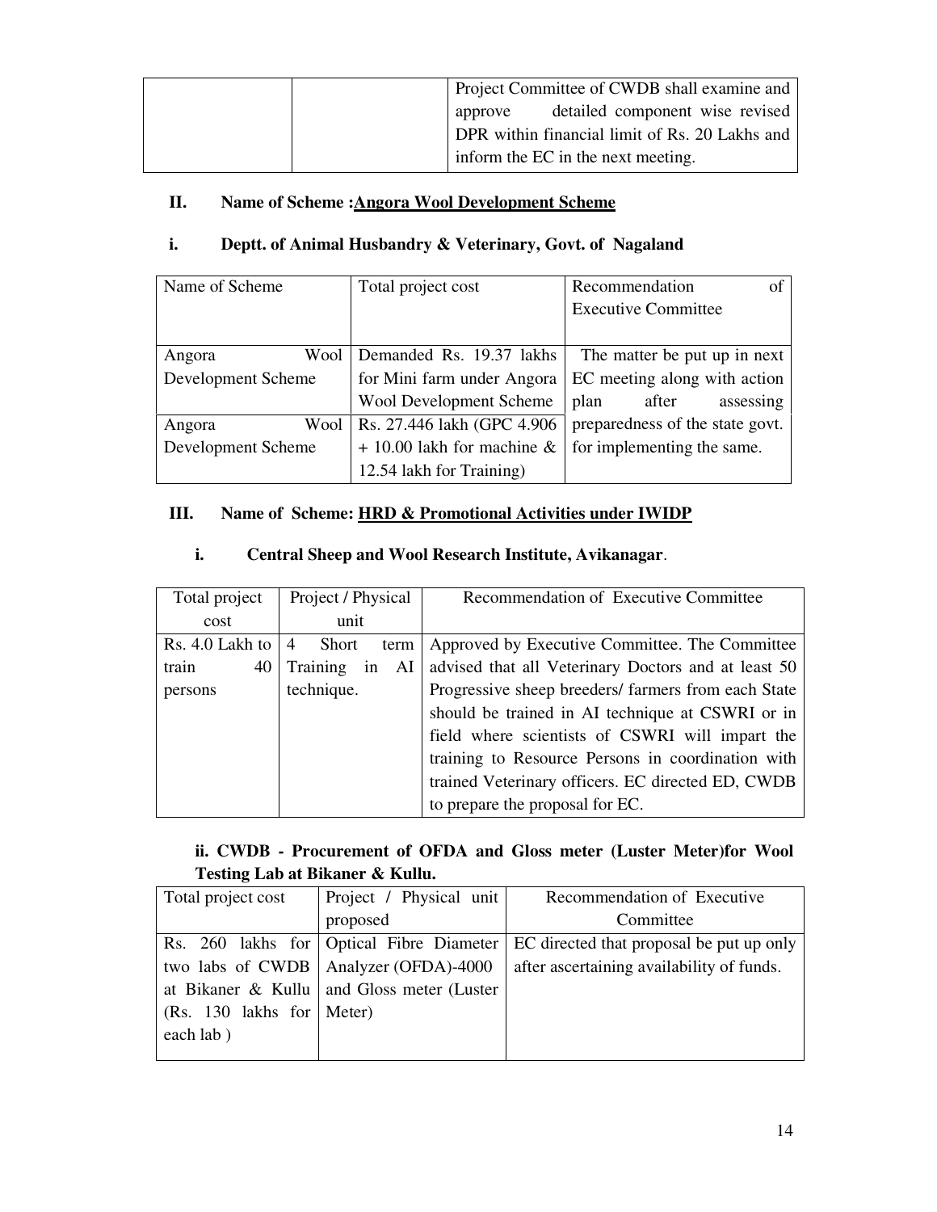| | | Project Committee of CWDB shall examine and approve detailed component wise revised DPR within financial limit of Rs. 20 Lakhs and inform the EC in the next meeting. |
|---|---|---|

**II. Name of Scheme :<u>Angora Wool Development Scheme</u>**

**i. Deptt. of Animal Husbandry & Veterinary, Govt. of Nagaland**

| Name of Scheme | Total project cost | Recommendation of Executive Committee |
|---|---|---|
| Angora Wool Development Scheme | Demanded Rs. 19.37 lakhs for Mini farm under Angora Wool Development Scheme | The matter be put up in next EC meeting along with action plan after assessing preparedness of the state govt. for implementing the same. |
| Angora Wool Development Scheme | Rs. 27.446 lakh (GPC 4.906 + 10.00 lakh for machine & 12.54 lakh for Training) | |

**III. Name of Scheme: <u>HRD & Promotional Activities under IWIDP</u>**

**i. Central Sheep and Wool Research Institute, Avikanagar**.

| Total project cost | Project / Physical unit | Recommendation of Executive Committee |
|---|---|---|
| Rs. 4.0 Lakh to train 40 persons | 4 Short term Training in AI technique. | Approved by Executive Committee. The Committee advised that all Veterinary Doctors and at least 50 Progressive sheep breeders/ farmers from each State should be trained in AI technique at CSWRI or in field where scientists of CSWRI will impart the training to Resource Persons in coordination with trained Veterinary officers. EC directed ED, CWDB to prepare the proposal for EC. |

**ii. CWDB - Procurement of OFDA and Gloss meter (Luster Meter)for Wool Testing Lab at Bikaner & Kullu.**

| Total project cost | Project / Physical unit proposed | Recommendation of Executive Committee |
|---|---|---|
| Rs. 260 lakhs for two labs of CWDB at Bikaner & Kullu (Rs. 130 lakhs for each lab ) | Optical Fibre Diameter Analyzer (OFDA)-4000 and Gloss meter (Luster Meter) | EC directed that proposal be put up only after ascertaining availability of funds. |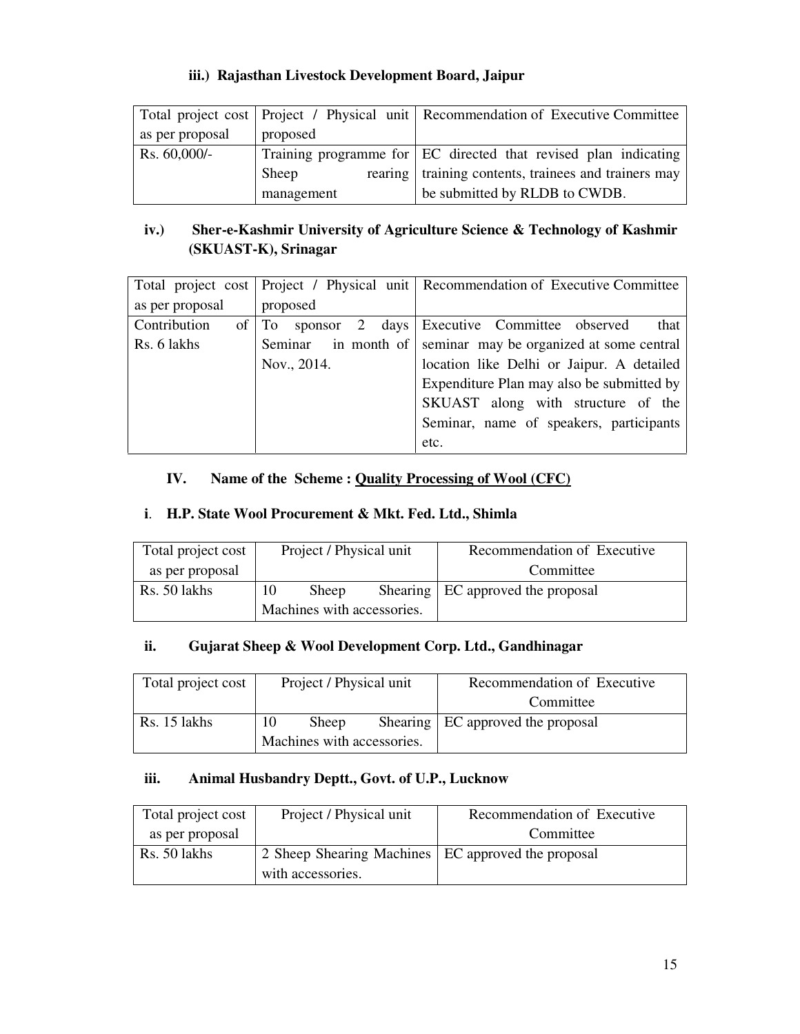### iii.) Rajasthan Livestock Development Board, Jaipur

| Total project cost as per proposal | Project / Physical unit proposed | Recommendation of Executive Committee |
|---|---|---|
| Rs. 60,000/- | Training programme for Sheep rearing management | EC directed that revised plan indicating training contents, trainees and trainers may be submitted by RLDB to CWDB. |

### iv.) Sher-e-Kashmir University of Agriculture Science & Technology of Kashmir (SKUAST-K), Srinagar

| Total project cost as per proposal | Project / Physical unit proposed | Recommendation of Executive Committee |
|---|---|---|
| Contribution of Rs. 6 lakhs | To sponsor 2 days Seminar in month of Nov., 2014. | Executive Committee observed that seminar may be organized at some central location like Delhi or Jaipur. A detailed Expenditure Plan may also be submitted by SKUAST along with structure of the Seminar, name of speakers, participants etc. |

## IV. Name of the Scheme : <u>Quality Processing of Wool (CFC)</u>

### i. H.P. State Wool Procurement & Mkt. Fed. Ltd., Shimla

| Total project cost as per proposal | Project / Physical unit | Recommendation of Executive Committee |
|---|---|---|
| Rs. 50 lakhs | 10 Sheep Shearing Machines with accessories. | EC approved the proposal |

### ii. Gujarat Sheep & Wool Development Corp. Ltd., Gandhinagar

| Total project cost | Project / Physical unit | Recommendation of Executive Committee |
|---|---|---|
| Rs. 15 lakhs | 10 Sheep Shearing Machines with accessories. | EC approved the proposal |

### iii. Animal Husbandry Deptt., Govt. of U.P., Lucknow

| Total project cost as per proposal | Project / Physical unit | Recommendation of Executive Committee |
|---|---|---|
| Rs. 50 lakhs | 2 Sheep Shearing Machines with accessories. | EC approved the proposal |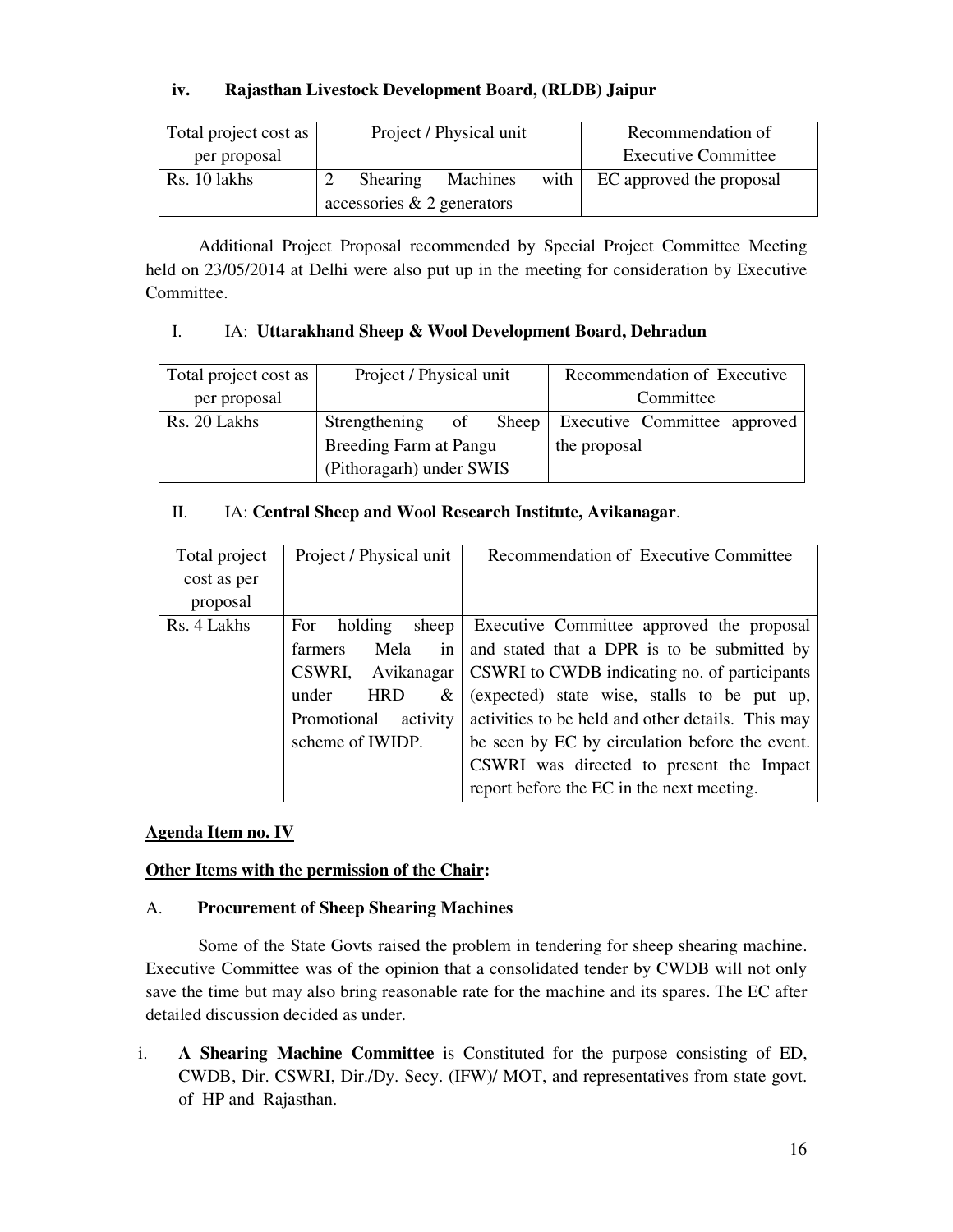### iv. Rajasthan Livestock Development Board, (RLDB) Jaipur

| Total project cost as per proposal | Project / Physical unit | Recommendation of Executive Committee |
|---|---|---|
| Rs. 10 lakhs | 2 Shearing Machines with accessories & 2 generators | EC approved the proposal |

Additional Project Proposal recommended by Special Project Committee Meeting held on 23/05/2014 at Delhi were also put up in the meeting for consideration by Executive Committee.

I. IA: **Uttarakhand Sheep & Wool Development Board, Dehradun**

| Total project cost as per proposal | Project / Physical unit | Recommendation of Executive Committee |
|---|---|---|
| Rs. 20 Lakhs | Strengthening of Sheep Breeding Farm at Pangu (Pithoragarh) under SWIS | Executive Committee approved the proposal |

II. IA: **Central Sheep and Wool Research Institute, Avikanagar**.

| Total project cost as per proposal | Project / Physical unit | Recommendation of Executive Committee |
|---|---|---|
| Rs. 4 Lakhs | For holding sheep farmers Mela in CSWRI, Avikanagar under HRD & Promotional activity scheme of IWIDP. | Executive Committee approved the proposal and stated that a DPR is to be submitted by CSWRI to CWDB indicating no. of participants (expected) state wise, stalls to be put up, activities to be held and other details. This may be seen by EC by circulation before the event. CSWRI was directed to present the Impact report before the EC in the next meeting. |

**<u>Agenda Item no. IV</u>**

**<u>Other Items with the permission of the Chair</u>:**

A. **Procurement of Sheep Shearing Machines**

Some of the State Govts raised the problem in tendering for sheep shearing machine. Executive Committee was of the opinion that a consolidated tender by CWDB will not only save the time but may also bring reasonable rate for the machine and its spares. The EC after detailed discussion decided as under.

i. **A Shearing Machine Committee** is Constituted for the purpose consisting of ED, CWDB, Dir. CSWRI, Dir./Dy. Secy. (IFW)/ MOT, and representatives from state govt. of HP and Rajasthan.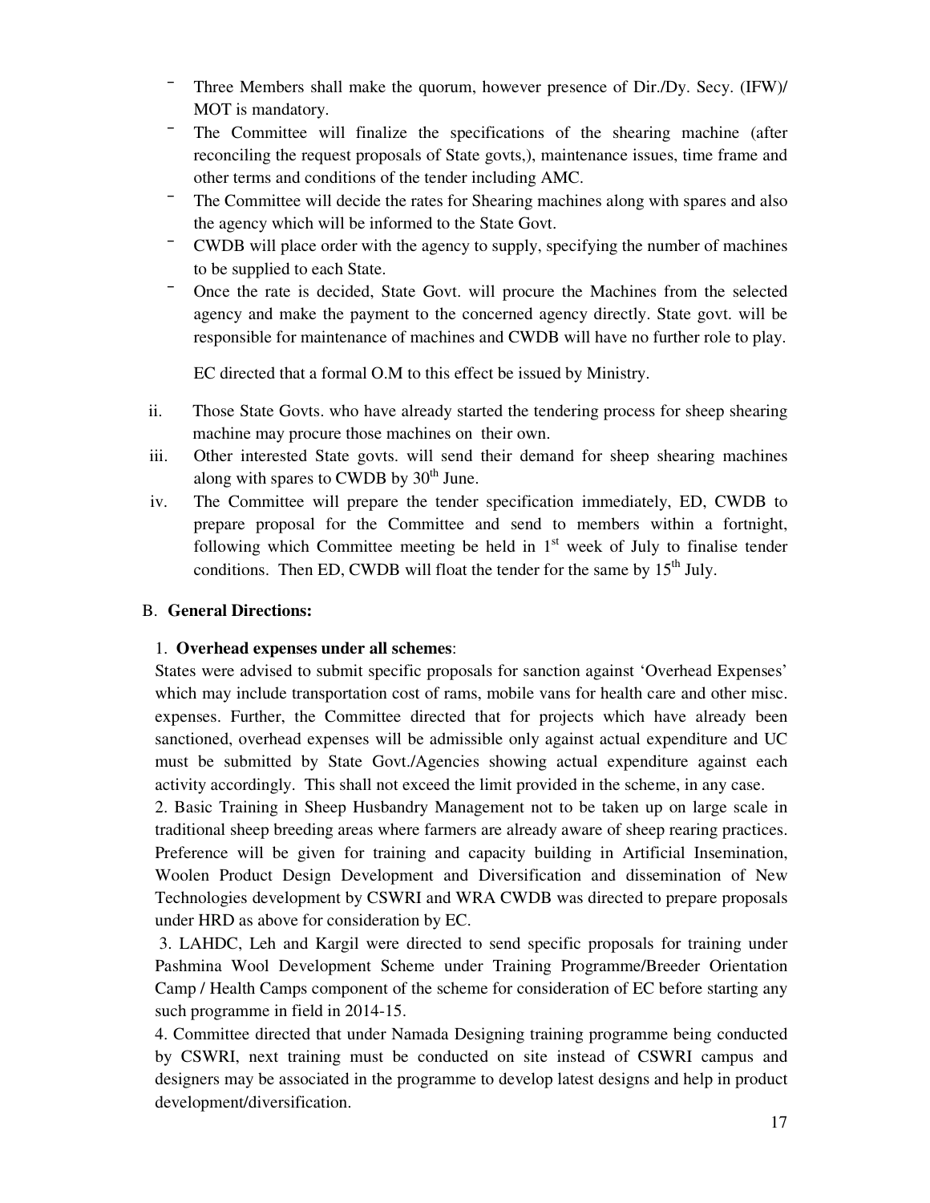- Three Members shall make the quorum, however presence of Dir./Dy. Secy. (IFW)/ MOT is mandatory.
- The Committee will finalize the specifications of the shearing machine (after reconciling the request proposals of State govts,), maintenance issues, time frame and other terms and conditions of the tender including AMC.
- The Committee will decide the rates for Shearing machines along with spares and also the agency which will be informed to the State Govt.
- CWDB will place order with the agency to supply, specifying the number of machines to be supplied to each State.
- Once the rate is decided, State Govt. will procure the Machines from the selected agency and make the payment to the concerned agency directly. State govt. will be responsible for maintenance of machines and CWDB will have no further role to play.

EC directed that a formal O.M to this effect be issued by Ministry.

ii. Those State Govts. who have already started the tendering process for sheep shearing machine may procure those machines on their own.

iii. Other interested State govts. will send their demand for sheep shearing machines along with spares to CWDB by 30th June.

iv. The Committee will prepare the tender specification immediately, ED, CWDB to prepare proposal for the Committee and send to members within a fortnight, following which Committee meeting be held in 1st week of July to finalise tender conditions. Then ED, CWDB will float the tender for the same by 15th July.

B. **General Directions:**

1. **Overhead expenses under all schemes**:
States were advised to submit specific proposals for sanction against 'Overhead Expenses' which may include transportation cost of rams, mobile vans for health care and other misc. expenses. Further, the Committee directed that for projects which have already been sanctioned, overhead expenses will be admissible only against actual expenditure and UC must be submitted by State Govt./Agencies showing actual expenditure against each activity accordingly. This shall not exceed the limit provided in the scheme, in any case.

2. Basic Training in Sheep Husbandry Management not to be taken up on large scale in traditional sheep breeding areas where farmers are already aware of sheep rearing practices. Preference will be given for training and capacity building in Artificial Insemination, Woolen Product Design Development and Diversification and dissemination of New Technologies development by CSWRI and WRA CWDB was directed to prepare proposals under HRD as above for consideration by EC.

3. LAHDC, Leh and Kargil were directed to send specific proposals for training under Pashmina Wool Development Scheme under Training Programme/Breeder Orientation Camp / Health Camps component of the scheme for consideration of EC before starting any such programme in field in 2014-15.

4. Committee directed that under Namada Designing training programme being conducted by CSWRI, next training must be conducted on site instead of CSWRI campus and designers may be associated in the programme to develop latest designs and help in product development/diversification.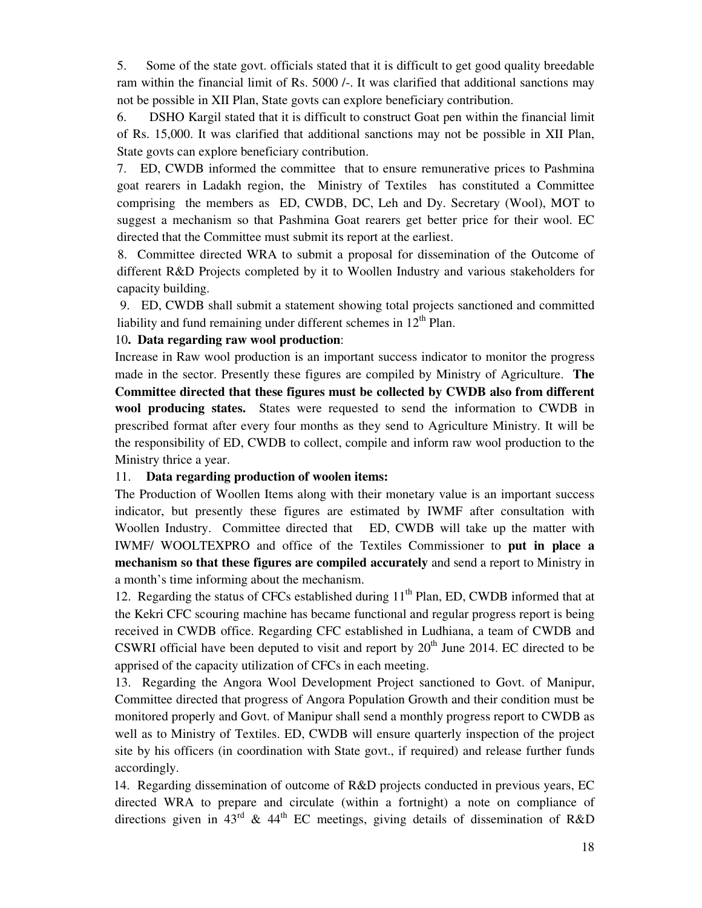5. Some of the state govt. officials stated that it is difficult to get good quality breedable ram within the financial limit of Rs. 5000 /-. It was clarified that additional sanctions may not be possible in XII Plan, State govts can explore beneficiary contribution.

6. DSHO Kargil stated that it is difficult to construct Goat pen within the financial limit of Rs. 15,000. It was clarified that additional sanctions may not be possible in XII Plan, State govts can explore beneficiary contribution.

7. ED, CWDB informed the committee that to ensure remunerative prices to Pashmina goat rearers in Ladakh region, the Ministry of Textiles has constituted a Committee comprising the members as ED, CWDB, DC, Leh and Dy. Secretary (Wool), MOT to suggest a mechanism so that Pashmina Goat rearers get better price for their wool. EC directed that the Committee must submit its report at the earliest.

8. Committee directed WRA to submit a proposal for dissemination of the Outcome of different R&D Projects completed by it to Woollen Industry and various stakeholders for capacity building.

9. ED, CWDB shall submit a statement showing total projects sanctioned and committed liability and fund remaining under different schemes in 12th Plan.

10**. Data regarding raw wool production**:

Increase in Raw wool production is an important success indicator to monitor the progress made in the sector. Presently these figures are compiled by Ministry of Agriculture. **The Committee directed that these figures must be collected by CWDB also from different wool producing states.** States were requested to send the information to CWDB in prescribed format after every four months as they send to Agriculture Ministry. It will be the responsibility of ED, CWDB to collect, compile and inform raw wool production to the Ministry thrice a year.

11. **Data regarding production of woolen items:**

The Production of Woollen Items along with their monetary value is an important success indicator, but presently these figures are estimated by IWMF after consultation with Woollen Industry. Committee directed that ED, CWDB will take up the matter with IWMF/ WOOLTEXPRO and office of the Textiles Commissioner to **put in place a mechanism so that these figures are compiled accurately** and send a report to Ministry in a month's time informing about the mechanism.

12. Regarding the status of CFCs established during 11th Plan, ED, CWDB informed that at the Kekri CFC scouring machine has became functional and regular progress report is being received in CWDB office. Regarding CFC established in Ludhiana, a team of CWDB and CSWRI official have been deputed to visit and report by 20th June 2014. EC directed to be apprised of the capacity utilization of CFCs in each meeting.

13. Regarding the Angora Wool Development Project sanctioned to Govt. of Manipur, Committee directed that progress of Angora Population Growth and their condition must be monitored properly and Govt. of Manipur shall send a monthly progress report to CWDB as well as to Ministry of Textiles. ED, CWDB will ensure quarterly inspection of the project site by his officers (in coordination with State govt., if required) and release further funds accordingly.

14. Regarding dissemination of outcome of R&D projects conducted in previous years, EC directed WRA to prepare and circulate (within a fortnight) a note on compliance of directions given in 43rd & 44th EC meetings, giving details of dissemination of R&D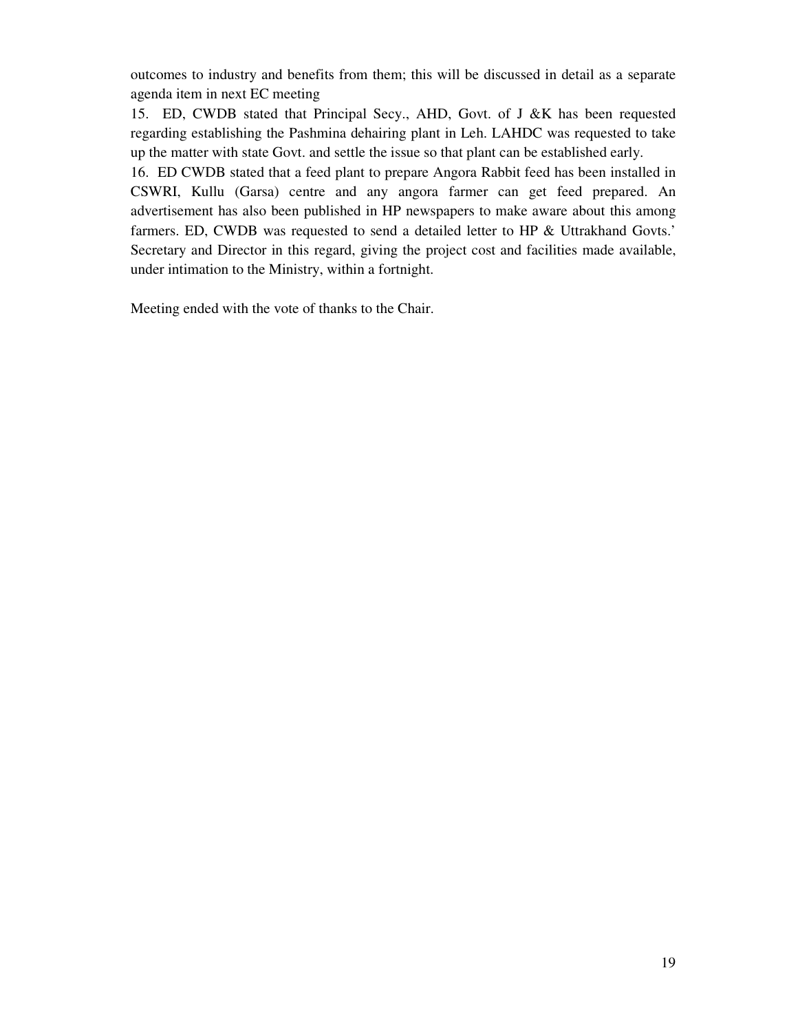outcomes to industry and benefits from them; this will be discussed in detail as a separate agenda item in next EC meeting

15. ED, CWDB stated that Principal Secy., AHD, Govt. of J &K has been requested regarding establishing the Pashmina dehairing plant in Leh. LAHDC was requested to take up the matter with state Govt. and settle the issue so that plant can be established early.

16. ED CWDB stated that a feed plant to prepare Angora Rabbit feed has been installed in CSWRI, Kullu (Garsa) centre and any angora farmer can get feed prepared. An advertisement has also been published in HP newspapers to make aware about this among farmers. ED, CWDB was requested to send a detailed letter to HP & Uttrakhand Govts.' Secretary and Director in this regard, giving the project cost and facilities made available, under intimation to the Ministry, within a fortnight.

Meeting ended with the vote of thanks to the Chair.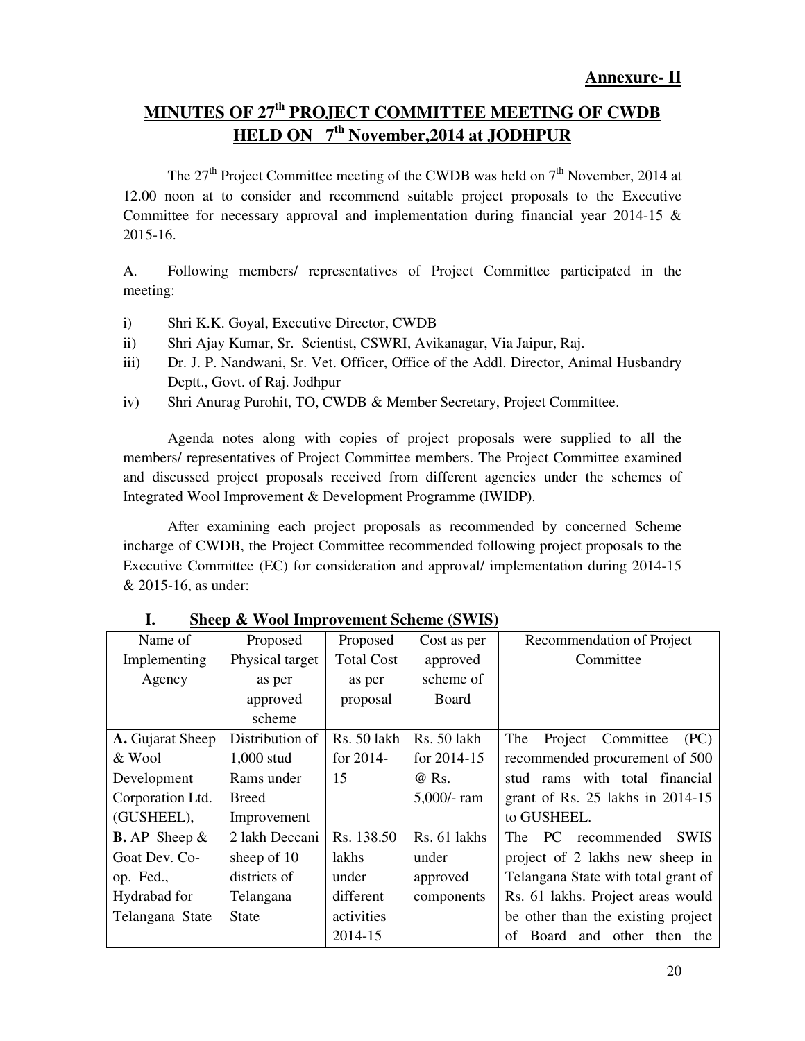**Annexure- II**

# MINUTES OF 27th PROJECT COMMITTEE MEETING OF CWDB HELD ON 7th November,2014 at JODHPUR

The 27th Project Committee meeting of the CWDB was held on 7th November, 2014 at 12.00 noon at to consider and recommend suitable project proposals to the Executive Committee for necessary approval and implementation during financial year 2014-15 & 2015-16.

A. Following members/ representatives of Project Committee participated in the meeting:

i) Shri K.K. Goyal, Executive Director, CWDB
ii) Shri Ajay Kumar, Sr. Scientist, CSWRI, Avikanagar, Via Jaipur, Raj.
iii) Dr. J. P. Nandwani, Sr. Vet. Officer, Office of the Addl. Director, Animal Husbandry Deptt., Govt. of Raj. Jodhpur
iv) Shri Anurag Purohit, TO, CWDB & Member Secretary, Project Committee.

Agenda notes along with copies of project proposals were supplied to all the members/ representatives of Project Committee members. The Project Committee examined and discussed project proposals received from different agencies under the schemes of Integrated Wool Improvement & Development Programme (IWIDP).

After examining each project proposals as recommended by concerned Scheme incharge of CWDB, the Project Committee recommended following project proposals to the Executive Committee (EC) for consideration and approval/ implementation during 2014-15 & 2015-16, as under:

## I. Sheep & Wool Improvement Scheme (SWIS)

| Name of Implementing Agency | Proposed Physical target as per approved scheme | Proposed Total Cost as per proposal | Cost as per approved scheme of Board | Recommendation of Project Committee |
|---|---|---|---|---|
| **A.** Gujarat Sheep & Wool Development Corporation Ltd. (GUSHEEL), | Distribution of 1,000 stud Rams under Breed Improvement | Rs. 50 lakh for 2014-15 | Rs. 50 lakh for 2014-15 @ Rs. 5,000/- ram | The Project Committee (PC) recommended procurement of 500 stud rams with total financial grant of Rs. 25 lakhs in 2014-15 to GUSHEEL. |
| **B.** AP Sheep & Goat Dev. Co-op. Fed., Hydrabad for Telangana State | 2 lakh Deccani sheep of 10 districts of Telangana State | Rs. 138.50 lakhs under different activities 2014-15 | Rs. 61 lakhs under approved components | The PC recommended SWIS project of 2 lakhs new sheep in Telangana State with total grant of Rs. 61 lakhs. Project areas would be other than the existing project of Board and other then the |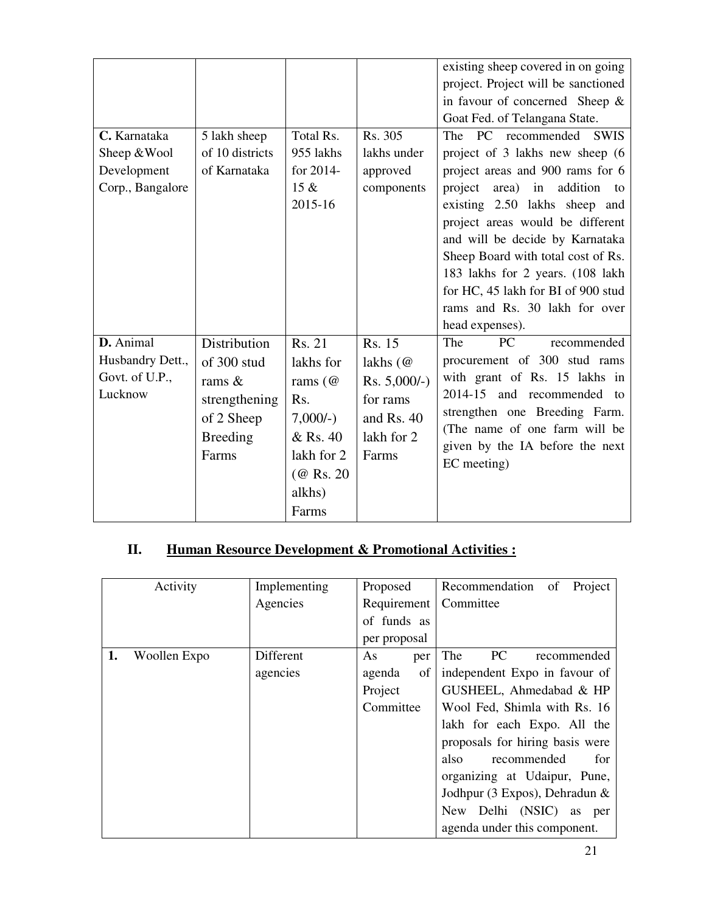| | | | | |
|---|---|---|---|---|
| | | | | existing sheep covered in on going project. Project will be sanctioned in favour of concerned Sheep & Goat Fed. of Telangana State. |
| **C.** Karnataka Sheep &Wool Development Corp., Bangalore | 5 lakh sheep of 10 districts of Karnataka | Total Rs. 955 lakhs for 2014-15 & 2015-16 | Rs. 305 lakhs under approved components | The PC recommended SWIS project of 3 lakhs new sheep (6 project areas and 900 rams for 6 project area) in addition to existing 2.50 lakhs sheep and project areas would be different and will be decide by Karnataka Sheep Board with total cost of Rs. 183 lakhs for 2 years. (108 lakh for HC, 45 lakh for BI of 900 stud rams and Rs. 30 lakh for over head expenses). |
| **D.** Animal Husbandry Dett., Govt. of U.P., Lucknow | Distribution of 300 stud rams & strengthening of 2 Sheep Breeding Farms | Rs. 21 lakhs for rams (@ Rs. 7,000/-) & Rs. 40 lakh for 2 (@ Rs. 20 alkhs) Farms | Rs. 15 lakhs (@ Rs. 5,000/-) for rams and Rs. 40 lakh for 2 Farms | The PC recommended procurement of 300 stud rams with grant of Rs. 15 lakhs in 2014-15 and recommended to strengthen one Breeding Farm. (The name of one farm will be given by the IA before the next EC meeting) |

## II. Human Resource Development & Promotional Activities :

| Activity | Implementing Agencies | Proposed Requirement of funds as per proposal | Recommendation of Project Committee |
|---|---|---|---|
| **1.** Woollen Expo | Different agencies | As per agenda of Project Committee | The PC recommended independent Expo in favour of GUSHEEL, Ahmedabad & HP Wool Fed, Shimla with Rs. 16 lakh for each Expo. All the proposals for hiring basis were also recommended for organizing at Udaipur, Pune, Jodhpur (3 Expos), Dehradun & New Delhi (NSIC) as per agenda under this component. |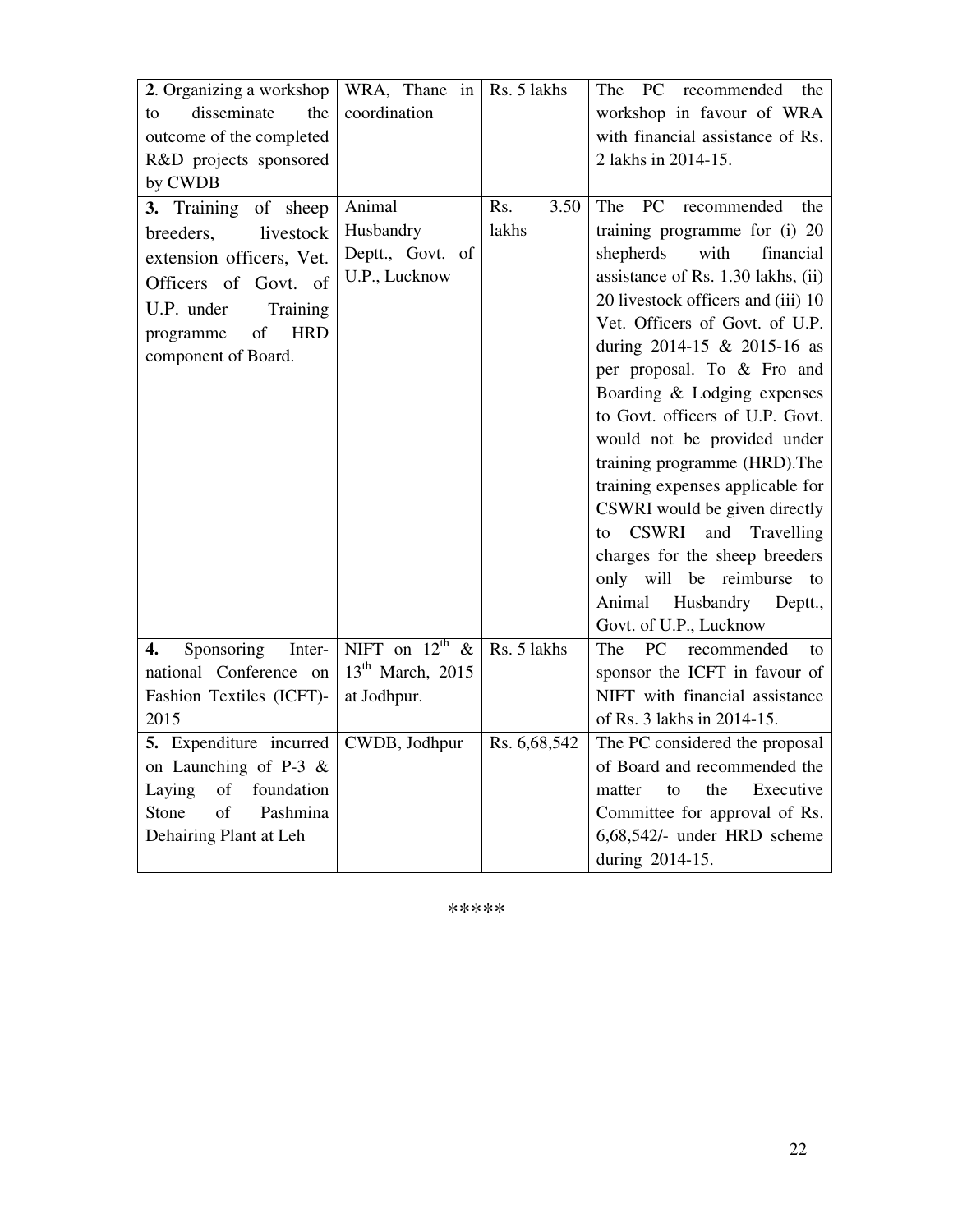| | | | |
|---|---|---|---|
| **2**. Organizing a workshop to disseminate the outcome of the completed R&D projects sponsored by CWDB | WRA, Thane in coordination | Rs. 5 lakhs | The PC recommended the workshop in favour of WRA with financial assistance of Rs. 2 lakhs in 2014-15. |
| **3.** Training of sheep breeders, livestock extension officers, Vet. Officers of Govt. of U.P. under Training programme of HRD component of Board. | Animal Husbandry Deptt., Govt. of U.P., Lucknow | Rs. 3.50 lakhs | The PC recommended the training programme for (i) 20 shepherds with financial assistance of Rs. 1.30 lakhs, (ii) 20 livestock officers and (iii) 10 Vet. Officers of Govt. of U.P. during 2014-15 & 2015-16 as per proposal. To & Fro and Boarding & Lodging expenses to Govt. officers of U.P. Govt. would not be provided under training programme (HRD).The training expenses applicable for CSWRI would be given directly to CSWRI and Travelling charges for the sheep breeders only will be reimburse to Animal Husbandry Deptt., Govt. of U.P., Lucknow |
| **4.** Sponsoring International Conference on Fashion Textiles (ICFT)-2015 | NIFT on 12th & 13th March, 2015 at Jodhpur. | Rs. 5 lakhs | The PC recommended to sponsor the ICFT in favour of NIFT with financial assistance of Rs. 3 lakhs in 2014-15. |
| **5.** Expenditure incurred on Launching of P-3 & Laying of foundation Stone of Pashmina Dehairing Plant at Leh | CWDB, Jodhpur | Rs. 6,68,542 | The PC considered the proposal of Board and recommended the matter to the Executive Committee for approval of Rs. 6,68,542/- under HRD scheme during 2014-15. |

*****